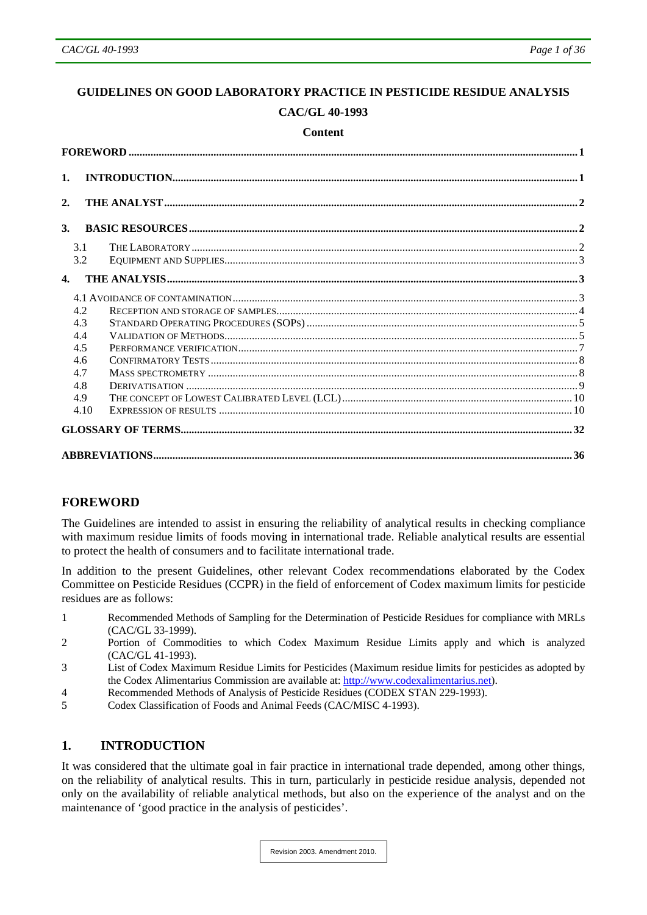# GUIDELINES ON GOOD LABORATORY PRACTICE IN PESTICIDE RESIDUE ANALYSIS

## CAC/GL 40-1993

### Content

| | | |
|---|---|---|
| **FOREWORD** | | **1** |
| **1.** | **INTRODUCTION** | **1** |
| **2.** | **THE ANALYST** | **2** |
| **3.** | **BASIC RESOURCES** | **2** |
| 3.1 | THE LABORATORY | 2 |
| 3.2 | EQUIPMENT AND SUPPLIES | 3 |
| **4.** | **THE ANALYSIS** | **3** |
| 4.1 | AVOIDANCE OF CONTAMINATION | 3 |
| 4.2 | RECEPTION AND STORAGE OF SAMPLES | 4 |
| 4.3 | STANDARD OPERATING PROCEDURES (SOPS) | 5 |
| 4.4 | VALIDATION OF METHODS | 5 |
| 4.5 | PERFORMANCE VERIFICATION | 7 |
| 4.6 | CONFIRMATORY TESTS | 8 |
| 4.7 | MASS SPECTROMETRY | 8 |
| 4.8 | DERIVATISATION | 9 |
| 4.9 | THE CONCEPT OF LOWEST CALIBRATED LEVEL (LCL) | 10 |
| 4.10 | EXPRESSION OF RESULTS | 10 |
| **GLOSSARY OF TERMS** | | **32** |
| **ABBREVIATIONS** | | **36** |

## FOREWORD

The Guidelines are intended to assist in ensuring the reliability of analytical results in checking compliance with maximum residue limits of foods moving in international trade. Reliable analytical results are essential to protect the health of consumers and to facilitate international trade.

In addition to the present Guidelines, other relevant Codex recommendations elaborated by the Codex Committee on Pesticide Residues (CCPR) in the field of enforcement of Codex maximum limits for pesticide residues are as follows:

1. Recommended Methods of Sampling for the Determination of Pesticide Residues for compliance with MRLs (CAC/GL 33-1999).
2. Portion of Commodities to which Codex Maximum Residue Limits apply and which is analyzed (CAC/GL 41-1993).
3. List of Codex Maximum Residue Limits for Pesticides (Maximum residue limits for pesticides as adopted by the Codex Alimentarius Commission are available at: http://www.codexalimentarius.net).
4. Recommended Methods of Analysis of Pesticide Residues (CODEX STAN 229-1993).
5. Codex Classification of Foods and Animal Feeds (CAC/MISC 4-1993).

## 1. INTRODUCTION

It was considered that the ultimate goal in fair practice in international trade depended, among other things, on the reliability of analytical results. This in turn, particularly in pesticide residue analysis, depended not only on the availability of reliable analytical methods, but also on the experience of the analyst and on the maintenance of 'good practice in the analysis of pesticides'.

Revision 2003. Amendment 2010.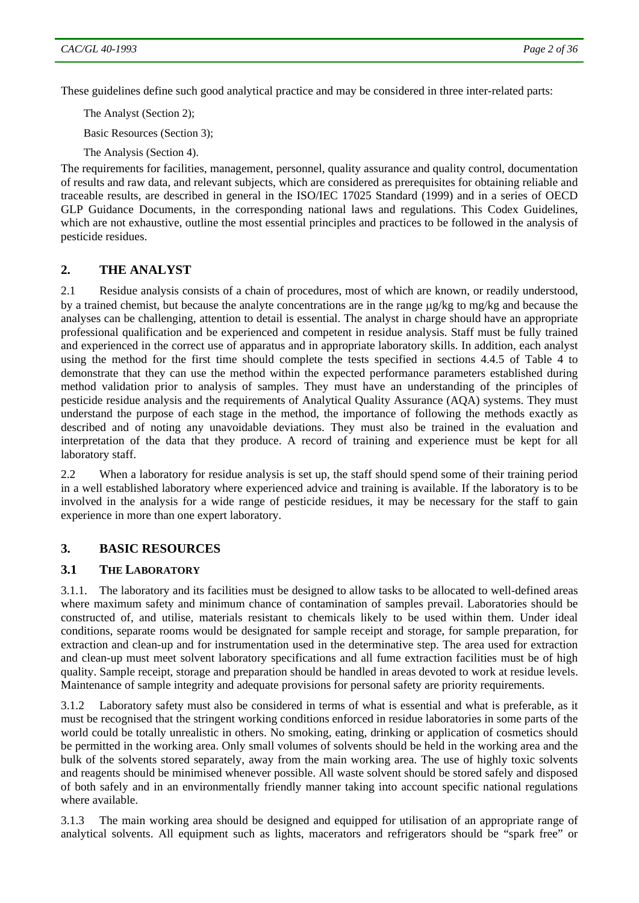These guidelines define such good analytical practice and may be considered in three inter-related parts:

The Analyst (Section 2);

Basic Resources (Section 3);

The Analysis (Section 4).

The requirements for facilities, management, personnel, quality assurance and quality control, documentation of results and raw data, and relevant subjects, which are considered as prerequisites for obtaining reliable and traceable results, are described in general in the ISO/IEC 17025 Standard (1999) and in a series of OECD GLP Guidance Documents, in the corresponding national laws and regulations. This Codex Guidelines, which are not exhaustive, outline the most essential principles and practices to be followed in the analysis of pesticide residues.

## 2. THE ANALYST

2.1 Residue analysis consists of a chain of procedures, most of which are known, or readily understood, by a trained chemist, but because the analyte concentrations are in the range µg/kg to mg/kg and because the analyses can be challenging, attention to detail is essential. The analyst in charge should have an appropriate professional qualification and be experienced and competent in residue analysis. Staff must be fully trained and experienced in the correct use of apparatus and in appropriate laboratory skills. In addition, each analyst using the method for the first time should complete the tests specified in sections 4.4.5 of Table 4 to demonstrate that they can use the method within the expected performance parameters established during method validation prior to analysis of samples. They must have an understanding of the principles of pesticide residue analysis and the requirements of Analytical Quality Assurance (AQA) systems. They must understand the purpose of each stage in the method, the importance of following the methods exactly as described and of noting any unavoidable deviations. They must also be trained in the evaluation and interpretation of the data that they produce. A record of training and experience must be kept for all laboratory staff.

2.2 When a laboratory for residue analysis is set up, the staff should spend some of their training period in a well established laboratory where experienced advice and training is available. If the laboratory is to be involved in the analysis for a wide range of pesticide residues, it may be necessary for the staff to gain experience in more than one expert laboratory.

## 3. BASIC RESOURCES

### 3.1 THE LABORATORY

3.1.1. The laboratory and its facilities must be designed to allow tasks to be allocated to well-defined areas where maximum safety and minimum chance of contamination of samples prevail. Laboratories should be constructed of, and utilise, materials resistant to chemicals likely to be used within them. Under ideal conditions, separate rooms would be designated for sample receipt and storage, for sample preparation, for extraction and clean-up and for instrumentation used in the determinative step. The area used for extraction and clean-up must meet solvent laboratory specifications and all fume extraction facilities must be of high quality. Sample receipt, storage and preparation should be handled in areas devoted to work at residue levels. Maintenance of sample integrity and adequate provisions for personal safety are priority requirements.

3.1.2 Laboratory safety must also be considered in terms of what is essential and what is preferable, as it must be recognised that the stringent working conditions enforced in residue laboratories in some parts of the world could be totally unrealistic in others. No smoking, eating, drinking or application of cosmetics should be permitted in the working area. Only small volumes of solvents should be held in the working area and the bulk of the solvents stored separately, away from the main working area. The use of highly toxic solvents and reagents should be minimised whenever possible. All waste solvent should be stored safely and disposed of both safely and in an environmentally friendly manner taking into account specific national regulations where available.

3.1.3 The main working area should be designed and equipped for utilisation of an appropriate range of analytical solvents. All equipment such as lights, macerators and refrigerators should be "spark free" or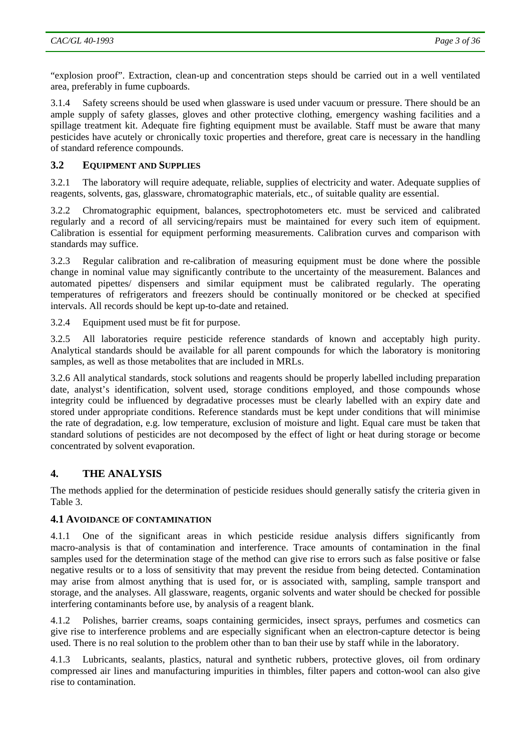"explosion proof". Extraction, clean-up and concentration steps should be carried out in a well ventilated area, preferably in fume cupboards.

3.1.4 Safety screens should be used when glassware is used under vacuum or pressure. There should be an ample supply of safety glasses, gloves and other protective clothing, emergency washing facilities and a spillage treatment kit. Adequate fire fighting equipment must be available. Staff must be aware that many pesticides have acutely or chronically toxic properties and therefore, great care is necessary in the handling of standard reference compounds.

### 3.2 EQUIPMENT AND SUPPLIES

3.2.1 The laboratory will require adequate, reliable, supplies of electricity and water. Adequate supplies of reagents, solvents, gas, glassware, chromatographic materials, etc., of suitable quality are essential.

3.2.2 Chromatographic equipment, balances, spectrophotometers etc. must be serviced and calibrated regularly and a record of all servicing/repairs must be maintained for every such item of equipment. Calibration is essential for equipment performing measurements. Calibration curves and comparison with standards may suffice.

3.2.3 Regular calibration and re-calibration of measuring equipment must be done where the possible change in nominal value may significantly contribute to the uncertainty of the measurement. Balances and automated pipettes/ dispensers and similar equipment must be calibrated regularly. The operating temperatures of refrigerators and freezers should be continually monitored or be checked at specified intervals. All records should be kept up-to-date and retained.

3.2.4 Equipment used must be fit for purpose.

3.2.5 All laboratories require pesticide reference standards of known and acceptably high purity. Analytical standards should be available for all parent compounds for which the laboratory is monitoring samples, as well as those metabolites that are included in MRLs.

3.2.6 All analytical standards, stock solutions and reagents should be properly labelled including preparation date, analyst's identification, solvent used, storage conditions employed, and those compounds whose integrity could be influenced by degradative processes must be clearly labelled with an expiry date and stored under appropriate conditions. Reference standards must be kept under conditions that will minimise the rate of degradation, e.g. low temperature, exclusion of moisture and light. Equal care must be taken that standard solutions of pesticides are not decomposed by the effect of light or heat during storage or become concentrated by solvent evaporation.

## 4. THE ANALYSIS

The methods applied for the determination of pesticide residues should generally satisfy the criteria given in Table 3.

### 4.1 AVOIDANCE OF CONTAMINATION

4.1.1 One of the significant areas in which pesticide residue analysis differs significantly from macro-analysis is that of contamination and interference. Trace amounts of contamination in the final samples used for the determination stage of the method can give rise to errors such as false positive or false negative results or to a loss of sensitivity that may prevent the residue from being detected. Contamination may arise from almost anything that is used for, or is associated with, sampling, sample transport and storage, and the analyses. All glassware, reagents, organic solvents and water should be checked for possible interfering contaminants before use, by analysis of a reagent blank.

4.1.2 Polishes, barrier creams, soaps containing germicides, insect sprays, perfumes and cosmetics can give rise to interference problems and are especially significant when an electron-capture detector is being used. There is no real solution to the problem other than to ban their use by staff while in the laboratory.

4.1.3 Lubricants, sealants, plastics, natural and synthetic rubbers, protective gloves, oil from ordinary compressed air lines and manufacturing impurities in thimbles, filter papers and cotton-wool can also give rise to contamination.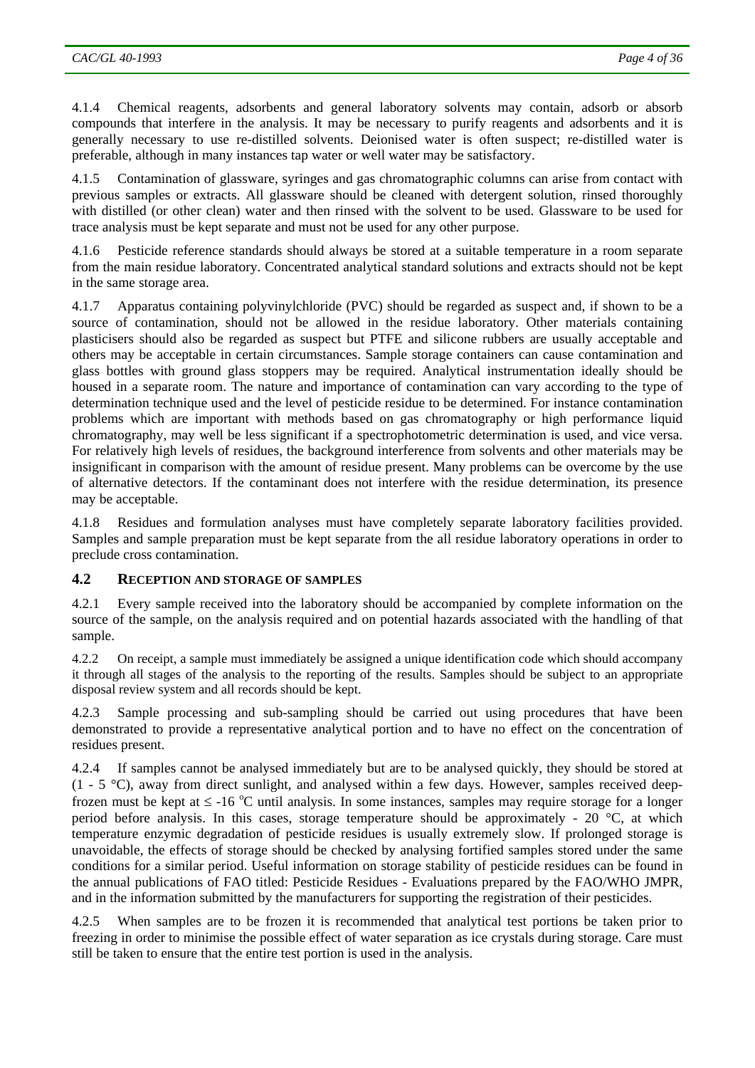4.1.4 Chemical reagents, adsorbents and general laboratory solvents may contain, adsorb or absorb compounds that interfere in the analysis. It may be necessary to purify reagents and adsorbents and it is generally necessary to use re-distilled solvents. Deionised water is often suspect; re-distilled water is preferable, although in many instances tap water or well water may be satisfactory.

4.1.5 Contamination of glassware, syringes and gas chromatographic columns can arise from contact with previous samples or extracts. All glassware should be cleaned with detergent solution, rinsed thoroughly with distilled (or other clean) water and then rinsed with the solvent to be used. Glassware to be used for trace analysis must be kept separate and must not be used for any other purpose.

4.1.6 Pesticide reference standards should always be stored at a suitable temperature in a room separate from the main residue laboratory. Concentrated analytical standard solutions and extracts should not be kept in the same storage area.

4.1.7 Apparatus containing polyvinylchloride (PVC) should be regarded as suspect and, if shown to be a source of contamination, should not be allowed in the residue laboratory. Other materials containing plasticisers should also be regarded as suspect but PTFE and silicone rubbers are usually acceptable and others may be acceptable in certain circumstances. Sample storage containers can cause contamination and glass bottles with ground glass stoppers may be required. Analytical instrumentation ideally should be housed in a separate room. The nature and importance of contamination can vary according to the type of determination technique used and the level of pesticide residue to be determined. For instance contamination problems which are important with methods based on gas chromatography or high performance liquid chromatography, may well be less significant if a spectrophotometric determination is used, and vice versa. For relatively high levels of residues, the background interference from solvents and other materials may be insignificant in comparison with the amount of residue present. Many problems can be overcome by the use of alternative detectors. If the contaminant does not interfere with the residue determination, its presence may be acceptable.

4.1.8 Residues and formulation analyses must have completely separate laboratory facilities provided. Samples and sample preparation must be kept separate from the all residue laboratory operations in order to preclude cross contamination.

## 4.2 RECEPTION AND STORAGE OF SAMPLES

4.2.1 Every sample received into the laboratory should be accompanied by complete information on the source of the sample, on the analysis required and on potential hazards associated with the handling of that sample.

4.2.2 On receipt, a sample must immediately be assigned a unique identification code which should accompany it through all stages of the analysis to the reporting of the results. Samples should be subject to an appropriate disposal review system and all records should be kept.

4.2.3 Sample processing and sub-sampling should be carried out using procedures that have been demonstrated to provide a representative analytical portion and to have no effect on the concentration of residues present.

4.2.4 If samples cannot be analysed immediately but are to be analysed quickly, they should be stored at (1 - 5 °C), away from direct sunlight, and analysed within a few days. However, samples received deep-frozen must be kept at ≤ -16 °C until analysis. In some instances, samples may require storage for a longer period before analysis. In this cases, storage temperature should be approximately - 20 °C, at which temperature enzymic degradation of pesticide residues is usually extremely slow. If prolonged storage is unavoidable, the effects of storage should be checked by analysing fortified samples stored under the same conditions for a similar period. Useful information on storage stability of pesticide residues can be found in the annual publications of FAO titled: Pesticide Residues - Evaluations prepared by the FAO/WHO JMPR, and in the information submitted by the manufacturers for supporting the registration of their pesticides.

4.2.5 When samples are to be frozen it is recommended that analytical test portions be taken prior to freezing in order to minimise the possible effect of water separation as ice crystals during storage. Care must still be taken to ensure that the entire test portion is used in the analysis.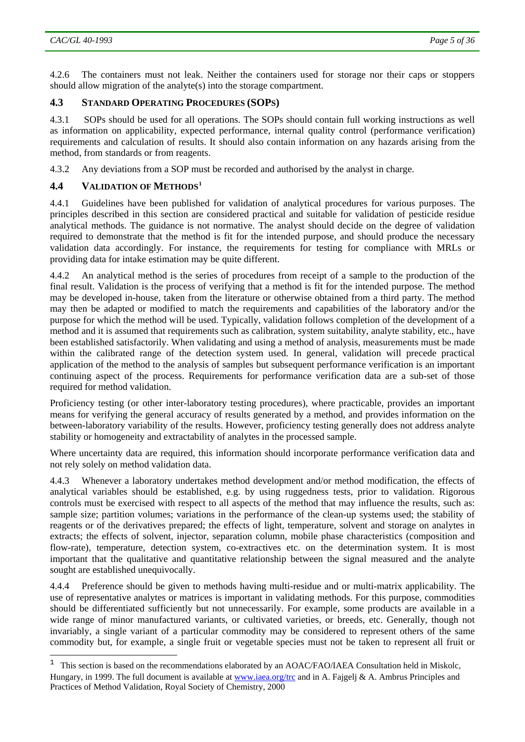4.2.6 The containers must not leak. Neither the containers used for storage nor their caps or stoppers should allow migration of the analyte(s) into the storage compartment.

### 4.3 STANDARD OPERATING PROCEDURES (SOPS)

4.3.1 SOPs should be used for all operations. The SOPs should contain full working instructions as well as information on applicability, expected performance, internal quality control (performance verification) requirements and calculation of results. It should also contain information on any hazards arising from the method, from standards or from reagents.

4.3.2 Any deviations from a SOP must be recorded and authorised by the analyst in charge.

### 4.4 VALIDATION OF METHODS[1]

4.4.1 Guidelines have been published for validation of analytical procedures for various purposes. The principles described in this section are considered practical and suitable for validation of pesticide residue analytical methods. The guidance is not normative. The analyst should decide on the degree of validation required to demonstrate that the method is fit for the intended purpose, and should produce the necessary validation data accordingly. For instance, the requirements for testing for compliance with MRLs or providing data for intake estimation may be quite different.

4.4.2 An analytical method is the series of procedures from receipt of a sample to the production of the final result. Validation is the process of verifying that a method is fit for the intended purpose. The method may be developed in-house, taken from the literature or otherwise obtained from a third party. The method may then be adapted or modified to match the requirements and capabilities of the laboratory and/or the purpose for which the method will be used. Typically, validation follows completion of the development of a method and it is assumed that requirements such as calibration, system suitability, analyte stability, etc., have been established satisfactorily. When validating and using a method of analysis, measurements must be made within the calibrated range of the detection system used. In general, validation will precede practical application of the method to the analysis of samples but subsequent performance verification is an important continuing aspect of the process. Requirements for performance verification data are a sub-set of those required for method validation.

Proficiency testing (or other inter-laboratory testing procedures), where practicable, provides an important means for verifying the general accuracy of results generated by a method, and provides information on the between-laboratory variability of the results. However, proficiency testing generally does not address analyte stability or homogeneity and extractability of analytes in the processed sample.

Where uncertainty data are required, this information should incorporate performance verification data and not rely solely on method validation data.

4.4.3 Whenever a laboratory undertakes method development and/or method modification, the effects of analytical variables should be established, e.g. by using ruggedness tests, prior to validation. Rigorous controls must be exercised with respect to all aspects of the method that may influence the results, such as: sample size; partition volumes; variations in the performance of the clean-up systems used; the stability of reagents or of the derivatives prepared; the effects of light, temperature, solvent and storage on analytes in extracts; the effects of solvent, injector, separation column, mobile phase characteristics (composition and flow-rate), temperature, detection system, co-extractives etc. on the determination system. It is most important that the qualitative and quantitative relationship between the signal measured and the analyte sought are established unequivocally.

4.4.4 Preference should be given to methods having multi-residue and or multi-matrix applicability. The use of representative analytes or matrices is important in validating methods. For this purpose, commodities should be differentiated sufficiently but not unnecessarily. For example, some products are available in a wide range of minor manufactured variants, or cultivated varieties, or breeds, etc. Generally, though not invariably, a single variant of a particular commodity may be considered to represent others of the same commodity but, for example, a single fruit or vegetable species must not be taken to represent all fruit or

---

[1] This section is based on the recommendations elaborated by an AOAC/FAO/IAEA Consultation held in Miskolc, Hungary, in 1999. The full document is available at www.iaea.org/trc and in A. Fajgelj & A. Ambrus Principles and Practices of Method Validation, Royal Society of Chemistry, 2000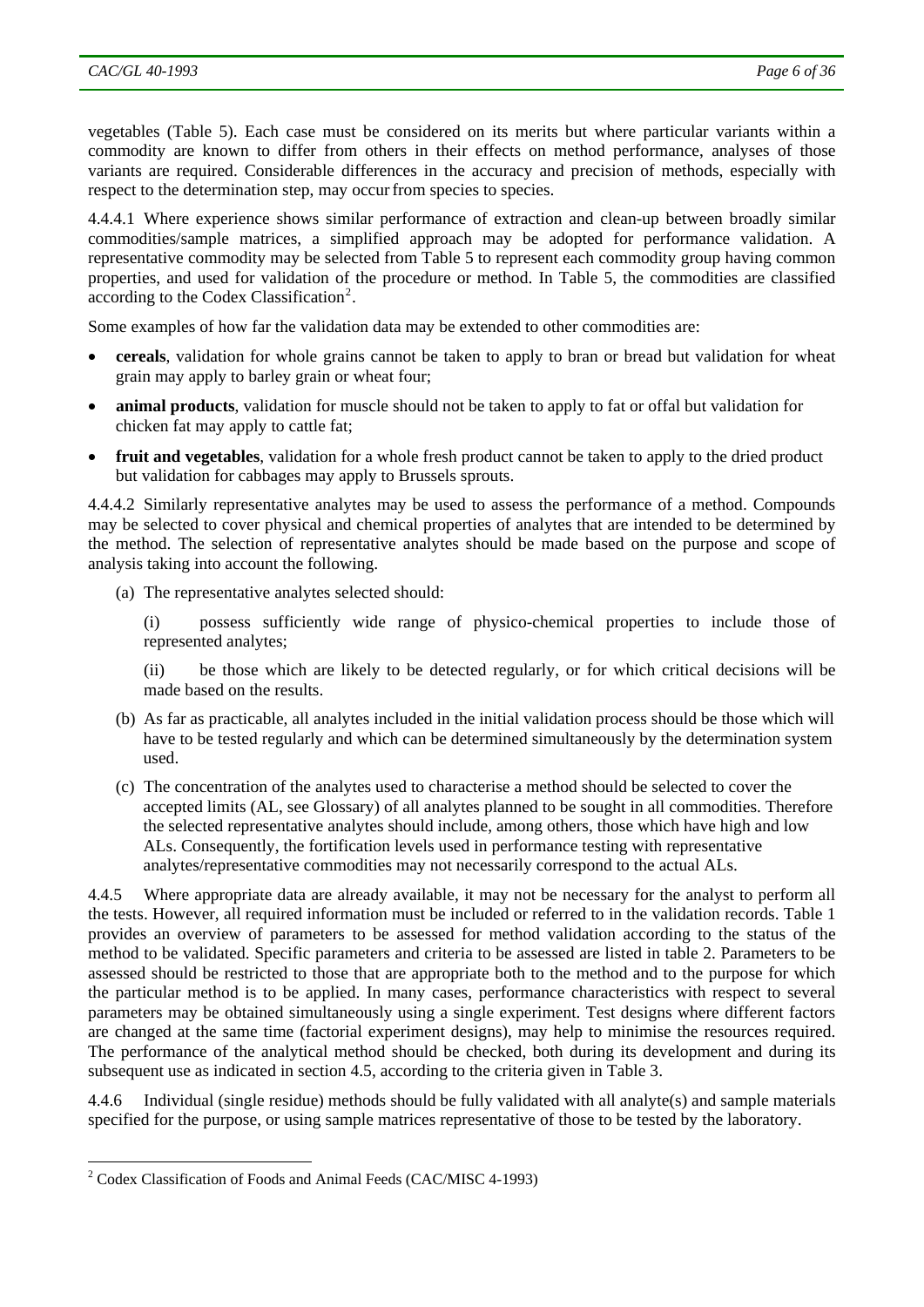vegetables (Table 5). Each case must be considered on its merits but where particular variants within a commodity are known to differ from others in their effects on method performance, analyses of those variants are required. Considerable differences in the accuracy and precision of methods, especially with respect to the determination step, may occur from species to species.

4.4.4.1 Where experience shows similar performance of extraction and clean-up between broadly similar commodities/sample matrices, a simplified approach may be adopted for performance validation. A representative commodity may be selected from Table 5 to represent each commodity group having common properties, and used for validation of the procedure or method. In Table 5, the commodities are classified according to the Codex Classification[2].

Some examples of how far the validation data may be extended to other commodities are:

- **cereals**, validation for whole grains cannot be taken to apply to bran or bread but validation for wheat grain may apply to barley grain or wheat four;
- **animal products**, validation for muscle should not be taken to apply to fat or offal but validation for chicken fat may apply to cattle fat;
- **fruit and vegetables**, validation for a whole fresh product cannot be taken to apply to the dried product but validation for cabbages may apply to Brussels sprouts.

4.4.4.2 Similarly representative analytes may be used to assess the performance of a method. Compounds may be selected to cover physical and chemical properties of analytes that are intended to be determined by the method. The selection of representative analytes should be made based on the purpose and scope of analysis taking into account the following.

(a) The representative analytes selected should:

(i) possess sufficiently wide range of physico-chemical properties to include those of represented analytes;

(ii) be those which are likely to be detected regularly, or for which critical decisions will be made based on the results.

(b) As far as practicable, all analytes included in the initial validation process should be those which will have to be tested regularly and which can be determined simultaneously by the determination system used.

(c) The concentration of the analytes used to characterise a method should be selected to cover the accepted limits (AL, see Glossary) of all analytes planned to be sought in all commodities. Therefore the selected representative analytes should include, among others, those which have high and low ALs. Consequently, the fortification levels used in performance testing with representative analytes/representative commodities may not necessarily correspond to the actual ALs.

4.4.5 Where appropriate data are already available, it may not be necessary for the analyst to perform all the tests. However, all required information must be included or referred to in the validation records. Table 1 provides an overview of parameters to be assessed for method validation according to the status of the method to be validated. Specific parameters and criteria to be assessed are listed in table 2. Parameters to be assessed should be restricted to those that are appropriate both to the method and to the purpose for which the particular method is to be applied. In many cases, performance characteristics with respect to several parameters may be obtained simultaneously using a single experiment. Test designs where different factors are changed at the same time (factorial experiment designs), may help to minimise the resources required. The performance of the analytical method should be checked, both during its development and during its subsequent use as indicated in section 4.5, according to the criteria given in Table 3.

4.4.6 Individual (single residue) methods should be fully validated with all analyte(s) and sample materials specified for the purpose, or using sample matrices representative of those to be tested by the laboratory.

[2] Codex Classification of Foods and Animal Feeds (CAC/MISC 4-1993)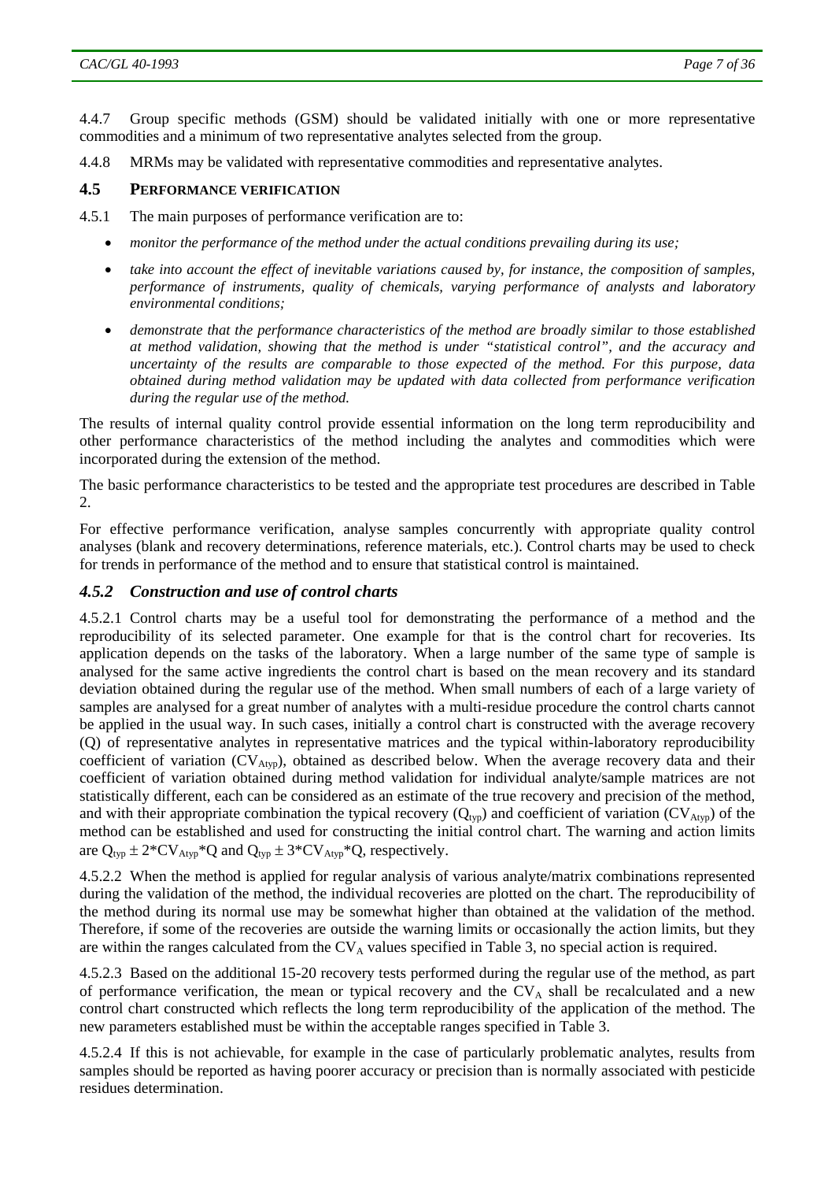4.4.7 Group specific methods (GSM) should be validated initially with one or more representative commodities and a minimum of two representative analytes selected from the group.

4.4.8 MRMs may be validated with representative commodities and representative analytes.

### 4.5 PERFORMANCE VERIFICATION

4.5.1 The main purposes of performance verification are to:

- *monitor the performance of the method under the actual conditions prevailing during its use;*
- *take into account the effect of inevitable variations caused by, for instance, the composition of samples, performance of instruments, quality of chemicals, varying performance of analysts and laboratory environmental conditions;*
- *demonstrate that the performance characteristics of the method are broadly similar to those established at method validation, showing that the method is under "statistical control", and the accuracy and uncertainty of the results are comparable to those expected of the method. For this purpose, data obtained during method validation may be updated with data collected from performance verification during the regular use of the method.*

The results of internal quality control provide essential information on the long term reproducibility and other performance characteristics of the method including the analytes and commodities which were incorporated during the extension of the method.

The basic performance characteristics to be tested and the appropriate test procedures are described in Table 2.

For effective performance verification, analyse samples concurrently with appropriate quality control analyses (blank and recovery determinations, reference materials, etc.). Control charts may be used to check for trends in performance of the method and to ensure that statistical control is maintained.

### *4.5.2 Construction and use of control charts*

4.5.2.1 Control charts may be a useful tool for demonstrating the performance of a method and the reproducibility of its selected parameter. One example for that is the control chart for recoveries. Its application depends on the tasks of the laboratory. When a large number of the same type of sample is analysed for the same active ingredients the control chart is based on the mean recovery and its standard deviation obtained during the regular use of the method. When small numbers of each of a large variety of samples are analysed for a great number of analytes with a multi-residue procedure the control charts cannot be applied in the usual way. In such cases, initially a control chart is constructed with the average recovery (Q) of representative analytes in representative matrices and the typical within-laboratory reproducibility coefficient of variation ($CV_{Atyp}$), obtained as described below. When the average recovery data and their coefficient of variation obtained during method validation for individual analyte/sample matrices are not statistically different, each can be considered as an estimate of the true recovery and precision of the method, and with their appropriate combination the typical recovery ($Q_{typ}$) and coefficient of variation ($CV_{Atyp}$) of the method can be established and used for constructing the initial control chart. The warning and action limits are $Q_{typ} \pm 2*CV_{Atyp}*Q$ and $Q_{typ} \pm 3*CV_{Atyp}*Q$, respectively.

4.5.2.2 When the method is applied for regular analysis of various analyte/matrix combinations represented during the validation of the method, the individual recoveries are plotted on the chart. The reproducibility of the method during its normal use may be somewhat higher than obtained at the validation of the method. Therefore, if some of the recoveries are outside the warning limits or occasionally the action limits, but they are within the ranges calculated from the $CV_A$ values specified in Table 3, no special action is required.

4.5.2.3 Based on the additional 15-20 recovery tests performed during the regular use of the method, as part of performance verification, the mean or typical recovery and the $CV_A$ shall be recalculated and a new control chart constructed which reflects the long term reproducibility of the application of the method. The new parameters established must be within the acceptable ranges specified in Table 3.

4.5.2.4 If this is not achievable, for example in the case of particularly problematic analytes, results from samples should be reported as having poorer accuracy or precision than is normally associated with pesticide residues determination.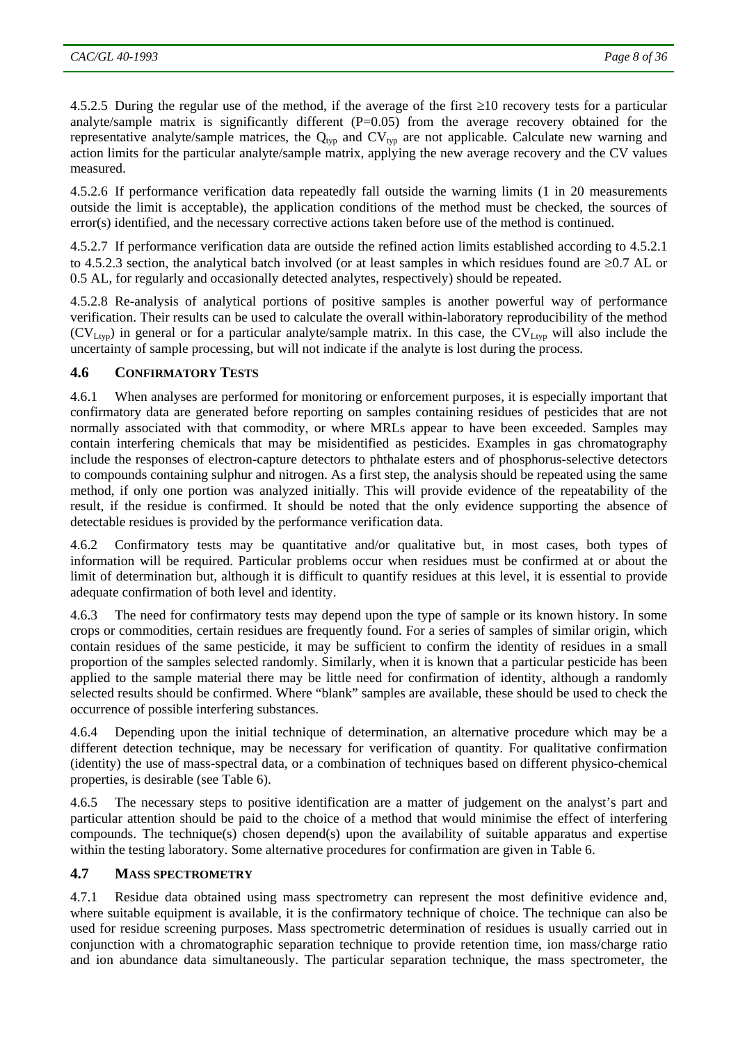4.5.2.5 During the regular use of the method, if the average of the first ≥10 recovery tests for a particular analyte/sample matrix is significantly different (P=0.05) from the average recovery obtained for the representative analyte/sample matrices, the $Q_{typ}$ and $CV_{typ}$ are not applicable. Calculate new warning and action limits for the particular analyte/sample matrix, applying the new average recovery and the CV values measured.

4.5.2.6 If performance verification data repeatedly fall outside the warning limits (1 in 20 measurements outside the limit is acceptable), the application conditions of the method must be checked, the sources of error(s) identified, and the necessary corrective actions taken before use of the method is continued.

4.5.2.7 If performance verification data are outside the refined action limits established according to 4.5.2.1 to 4.5.2.3 section, the analytical batch involved (or at least samples in which residues found are ≥0.7 AL or 0.5 AL, for regularly and occasionally detected analytes, respectively) should be repeated.

4.5.2.8 Re-analysis of analytical portions of positive samples is another powerful way of performance verification. Their results can be used to calculate the overall within-laboratory reproducibility of the method ($CV_{Ltyp}$) in general or for a particular analyte/sample matrix. In this case, the $CV_{Ltyp}$ will also include the uncertainty of sample processing, but will not indicate if the analyte is lost during the process.

## 4.6 CONFIRMATORY TESTS

4.6.1 When analyses are performed for monitoring or enforcement purposes, it is especially important that confirmatory data are generated before reporting on samples containing residues of pesticides that are not normally associated with that commodity, or where MRLs appear to have been exceeded. Samples may contain interfering chemicals that may be misidentified as pesticides. Examples in gas chromatography include the responses of electron-capture detectors to phthalate esters and of phosphorus-selective detectors to compounds containing sulphur and nitrogen. As a first step, the analysis should be repeated using the same method, if only one portion was analyzed initially. This will provide evidence of the repeatability of the result, if the residue is confirmed. It should be noted that the only evidence supporting the absence of detectable residues is provided by the performance verification data.

4.6.2 Confirmatory tests may be quantitative and/or qualitative but, in most cases, both types of information will be required. Particular problems occur when residues must be confirmed at or about the limit of determination but, although it is difficult to quantify residues at this level, it is essential to provide adequate confirmation of both level and identity.

4.6.3 The need for confirmatory tests may depend upon the type of sample or its known history. In some crops or commodities, certain residues are frequently found. For a series of samples of similar origin, which contain residues of the same pesticide, it may be sufficient to confirm the identity of residues in a small proportion of the samples selected randomly. Similarly, when it is known that a particular pesticide has been applied to the sample material there may be little need for confirmation of identity, although a randomly selected results should be confirmed. Where "blank" samples are available, these should be used to check the occurrence of possible interfering substances.

4.6.4 Depending upon the initial technique of determination, an alternative procedure which may be a different detection technique, may be necessary for verification of quantity. For qualitative confirmation (identity) the use of mass-spectral data, or a combination of techniques based on different physico-chemical properties, is desirable (see Table 6).

4.6.5 The necessary steps to positive identification are a matter of judgement on the analyst's part and particular attention should be paid to the choice of a method that would minimise the effect of interfering compounds. The technique(s) chosen depend(s) upon the availability of suitable apparatus and expertise within the testing laboratory. Some alternative procedures for confirmation are given in Table 6.

## 4.7 MASS SPECTROMETRY

4.7.1 Residue data obtained using mass spectrometry can represent the most definitive evidence and, where suitable equipment is available, it is the confirmatory technique of choice. The technique can also be used for residue screening purposes. Mass spectrometric determination of residues is usually carried out in conjunction with a chromatographic separation technique to provide retention time, ion mass/charge ratio and ion abundance data simultaneously. The particular separation technique, the mass spectrometer, the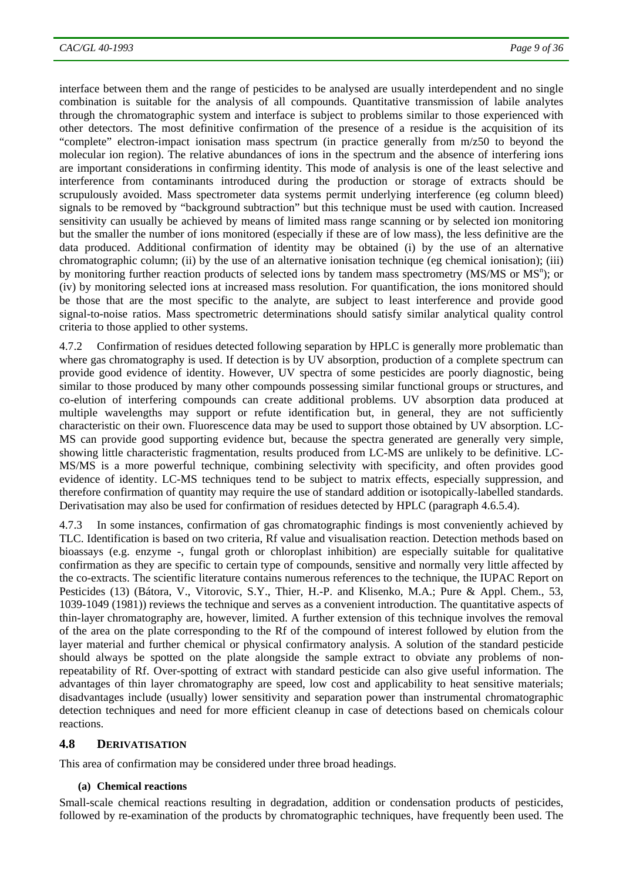interface between them and the range of pesticides to be analysed are usually interdependent and no single combination is suitable for the analysis of all compounds. Quantitative transmission of labile analytes through the chromatographic system and interface is subject to problems similar to those experienced with other detectors. The most definitive confirmation of the presence of a residue is the acquisition of its "complete" electron-impact ionisation mass spectrum (in practice generally from m/z50 to beyond the molecular ion region). The relative abundances of ions in the spectrum and the absence of interfering ions are important considerations in confirming identity. This mode of analysis is one of the least selective and interference from contaminants introduced during the production or storage of extracts should be scrupulously avoided. Mass spectrometer data systems permit underlying interference (eg column bleed) signals to be removed by "background subtraction" but this technique must be used with caution. Increased sensitivity can usually be achieved by means of limited mass range scanning or by selected ion monitoring but the smaller the number of ions monitored (especially if these are of low mass), the less definitive are the data produced. Additional confirmation of identity may be obtained (i) by the use of an alternative chromatographic column; (ii) by the use of an alternative ionisation technique (eg chemical ionisation); (iii) by monitoring further reaction products of selected ions by tandem mass spectrometry (MS/MS or $MS^n$); or (iv) by monitoring selected ions at increased mass resolution. For quantification, the ions monitored should be those that are the most specific to the analyte, are subject to least interference and provide good signal-to-noise ratios. Mass spectrometric determinations should satisfy similar analytical quality control criteria to those applied to other systems.

4.7.2 Confirmation of residues detected following separation by HPLC is generally more problematic than where gas chromatography is used. If detection is by UV absorption, production of a complete spectrum can provide good evidence of identity. However, UV spectra of some pesticides are poorly diagnostic, being similar to those produced by many other compounds possessing similar functional groups or structures, and co-elution of interfering compounds can create additional problems. UV absorption data produced at multiple wavelengths may support or refute identification but, in general, they are not sufficiently characteristic on their own. Fluorescence data may be used to support those obtained by UV absorption. LC-MS can provide good supporting evidence but, because the spectra generated are generally very simple, showing little characteristic fragmentation, results produced from LC-MS are unlikely to be definitive. LC-MS/MS is a more powerful technique, combining selectivity with specificity, and often provides good evidence of identity. LC-MS techniques tend to be subject to matrix effects, especially suppression, and therefore confirmation of quantity may require the use of standard addition or isotopically-labelled standards. Derivatisation may also be used for confirmation of residues detected by HPLC (paragraph 4.6.5.4).

4.7.3 In some instances, confirmation of gas chromatographic findings is most conveniently achieved by TLC. Identification is based on two criteria, Rf value and visualisation reaction. Detection methods based on bioassays (e.g. enzyme -, fungal groth or chloroplast inhibition) are especially suitable for qualitative confirmation as they are specific to certain type of compounds, sensitive and normally very little affected by the co-extracts. The scientific literature contains numerous references to the technique, the IUPAC Report on Pesticides (13) (Bátora, V., Vitorovic, S.Y., Thier, H.-P. and Klisenko, M.A.; Pure & Appl. Chem., 53, 1039-1049 (1981)) reviews the technique and serves as a convenient introduction. The quantitative aspects of thin-layer chromatography are, however, limited. A further extension of this technique involves the removal of the area on the plate corresponding to the Rf of the compound of interest followed by elution from the layer material and further chemical or physical confirmatory analysis. A solution of the standard pesticide should always be spotted on the plate alongside the sample extract to obviate any problems of non-repeatability of Rf. Over-spotting of extract with standard pesticide can also give useful information. The advantages of thin layer chromatography are speed, low cost and applicability to heat sensitive materials; disadvantages include (usually) lower sensitivity and separation power than instrumental chromatographic detection techniques and need for more efficient cleanup in case of detections based on chemicals colour reactions.

## 4.8 DERIVATISATION

This area of confirmation may be considered under three broad headings.

**(a) Chemical reactions**

Small-scale chemical reactions resulting in degradation, addition or condensation products of pesticides, followed by re-examination of the products by chromatographic techniques, have frequently been used. The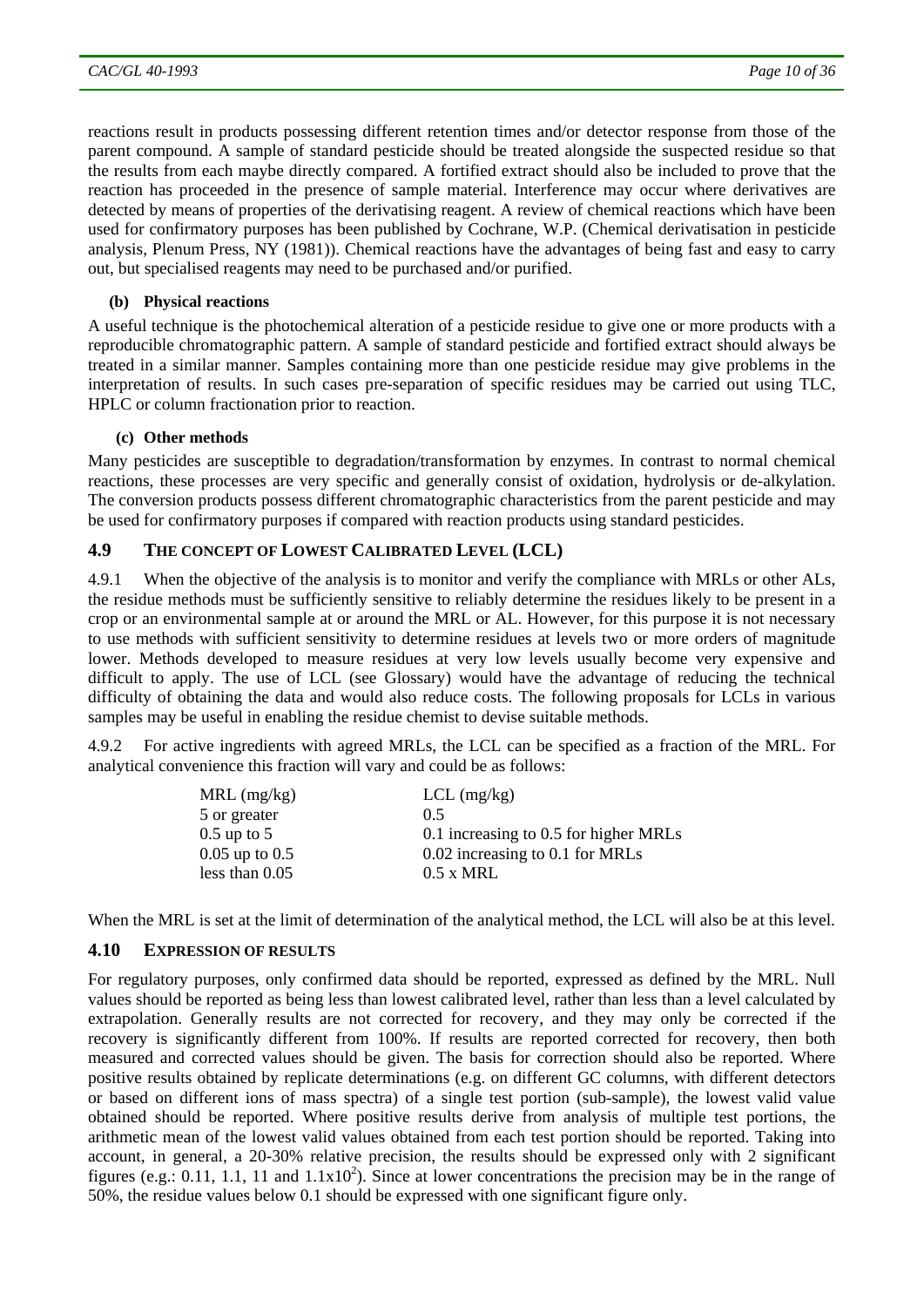reactions result in products possessing different retention times and/or detector response from those of the parent compound. A sample of standard pesticide should be treated alongside the suspected residue so that the results from each maybe directly compared. A fortified extract should also be included to prove that the reaction has proceeded in the presence of sample material. Interference may occur where derivatives are detected by means of properties of the derivatising reagent. A review of chemical reactions which have been used for confirmatory purposes has been published by Cochrane, W.P. (Chemical derivatisation in pesticide analysis, Plenum Press, NY (1981)). Chemical reactions have the advantages of being fast and easy to carry out, but specialised reagents may need to be purchased and/or purified.

**(b) Physical reactions**

A useful technique is the photochemical alteration of a pesticide residue to give one or more products with a reproducible chromatographic pattern. A sample of standard pesticide and fortified extract should always be treated in a similar manner. Samples containing more than one pesticide residue may give problems in the interpretation of results. In such cases pre-separation of specific residues may be carried out using TLC, HPLC or column fractionation prior to reaction.

**(c) Other methods**

Many pesticides are susceptible to degradation/transformation by enzymes. In contrast to normal chemical reactions, these processes are very specific and generally consist of oxidation, hydrolysis or de-alkylation. The conversion products possess different chromatographic characteristics from the parent pesticide and may be used for confirmatory purposes if compared with reaction products using standard pesticides.

## 4.9 THE CONCEPT OF LOWEST CALIBRATED LEVEL (LCL)

4.9.1 When the objective of the analysis is to monitor and verify the compliance with MRLs or other ALs, the residue methods must be sufficiently sensitive to reliably determine the residues likely to be present in a crop or an environmental sample at or around the MRL or AL. However, for this purpose it is not necessary to use methods with sufficient sensitivity to determine residues at levels two or more orders of magnitude lower. Methods developed to measure residues at very low levels usually become very expensive and difficult to apply. The use of LCL (see Glossary) would have the advantage of reducing the technical difficulty of obtaining the data and would also reduce costs. The following proposals for LCLs in various samples may be useful in enabling the residue chemist to devise suitable methods.

4.9.2 For active ingredients with agreed MRLs, the LCL can be specified as a fraction of the MRL. For analytical convenience this fraction will vary and could be as follows:

| MRL (mg/kg) | LCL (mg/kg) |
|---|---|
| 5 or greater | 0.5 |
| 0.5 up to 5 | 0.1 increasing to 0.5 for higher MRLs |
| 0.05 up to 0.5 | 0.02 increasing to 0.1 for MRLs |
| less than 0.05 | 0.5 x MRL |

When the MRL is set at the limit of determination of the analytical method, the LCL will also be at this level.

## 4.10 EXPRESSION OF RESULTS

For regulatory purposes, only confirmed data should be reported, expressed as defined by the MRL. Null values should be reported as being less than lowest calibrated level, rather than less than a level calculated by extrapolation. Generally results are not corrected for recovery, and they may only be corrected if the recovery is significantly different from 100%. If results are reported corrected for recovery, then both measured and corrected values should be given. The basis for correction should also be reported. Where positive results obtained by replicate determinations (e.g. on different GC columns, with different detectors or based on different ions of mass spectra) of a single test portion (sub-sample), the lowest valid value obtained should be reported. Where positive results derive from analysis of multiple test portions, the arithmetic mean of the lowest valid values obtained from each test portion should be reported. Taking into account, in general, a 20-30% relative precision, the results should be expressed only with 2 significant figures (e.g.: 0.11, 1.1, 11 and $1.1 \times 10^2$). Since at lower concentrations the precision may be in the range of 50%, the residue values below 0.1 should be expressed with one significant figure only.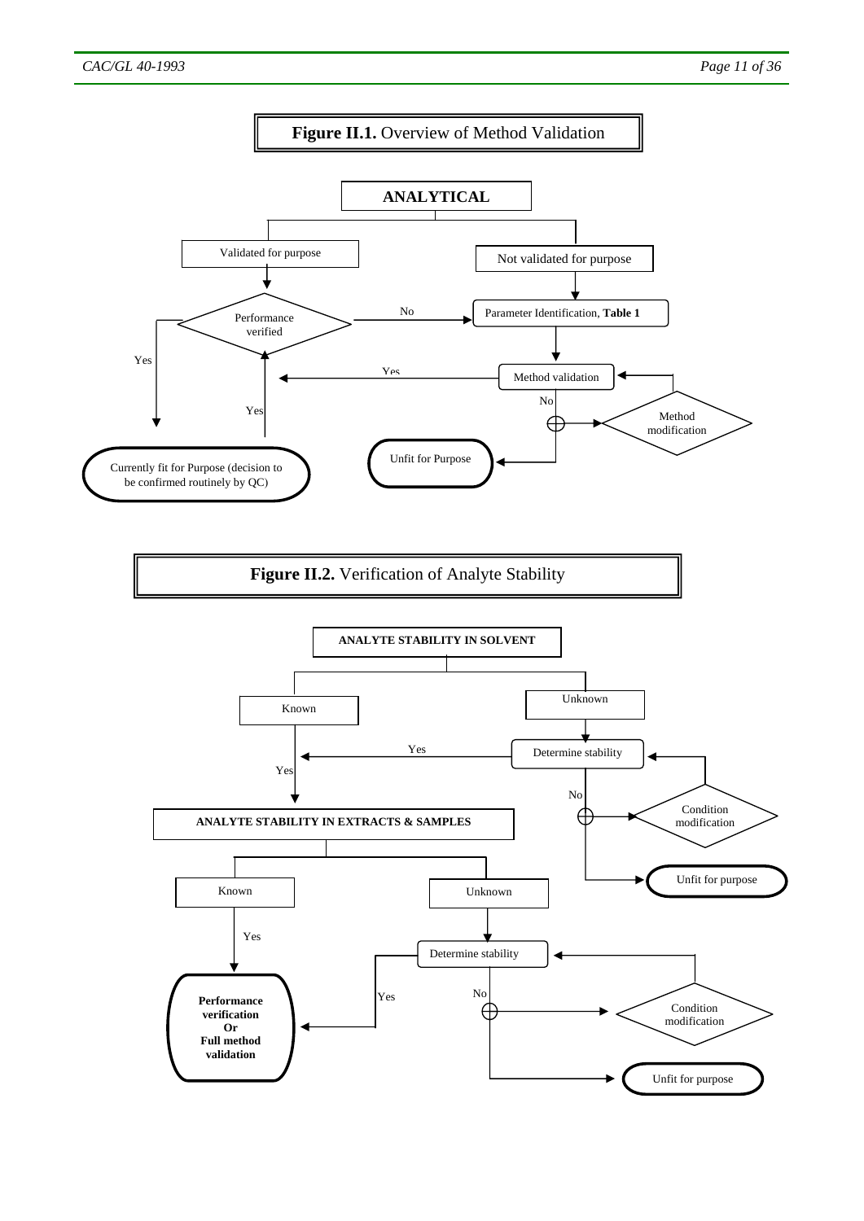**Figure II.1.** Overview of Method Validation

ANALYTICAL

Validated for purpose

Not validated for purpose

Performance verified

No

Parameter Identification, **Table 1**

Yes

Yes

Method validation

No

Yes

Method modification

Unfit for Purpose

Currently fit for Purpose (decision to be confirmed routinely by QC)

**Figure II.2.** Verification of Analyte Stability

**ANALYTE STABILITY IN SOLVENT**

Known

Unknown

Yes

Determine stability

Yes

No

Condition modification

**ANALYTE STABILITY IN EXTRACTS & SAMPLES**

Unfit for purpose

Known

Unknown

Yes

Determine stability

Yes

No

Condition modification

**Performance verification Or Full method validation**

Unfit for purpose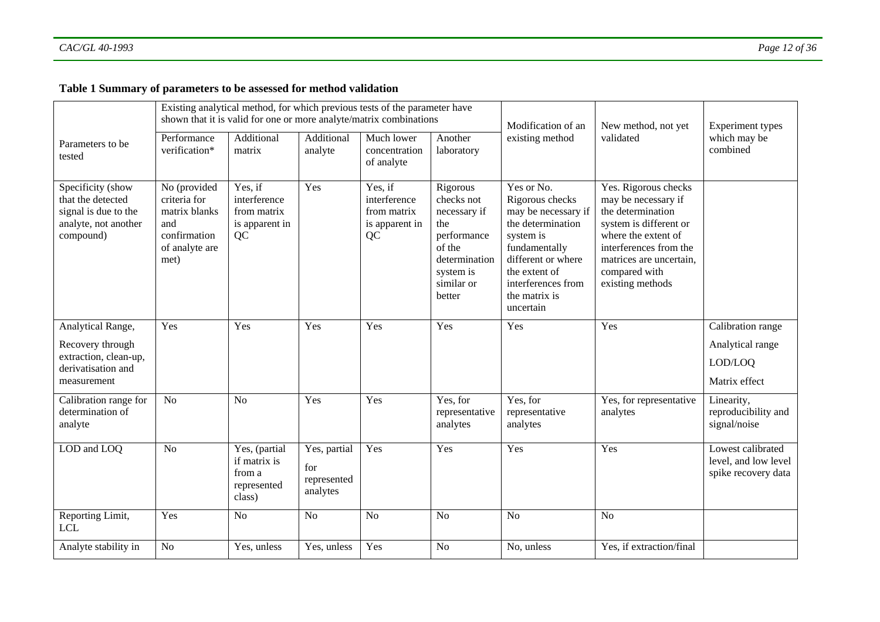**Table 1 Summary of parameters to be assessed for method validation**

| Parameters to be tested | Existing analytical method, for which previous tests of the parameter have shown that it is valid for one or more analyte/matrix combinations | | | | | Modification of an existing method | New method, not yet validated | Experiment types which may be combined |
|---|---|---|---|---|---|---|---|---|
| | Performance verification* | Additional matrix | Additional analyte | Much lower concentration of analyte | Another laboratory | | | |
| Specificity (show that the detected signal is due to the analyte, not another compound) | No (provided criteria for matrix blanks and confirmation of analyte are met) | Yes, if interference from matrix is apparent in QC | Yes | Yes, if interference from matrix is apparent in QC | Rigorous checks not necessary if the performance of the determination system is similar or better | Yes or No. Rigorous checks may be necessary if the determination system is fundamentally different or where the extent of interferences from the matrix is uncertain | Yes. Rigorous checks may be necessary if the determination system is different or where the extent of interferences from the matrices are uncertain, compared with existing methods | |
| Analytical Range, Recovery through extraction, clean-up, derivatisation and measurement | Yes | Yes | Yes | Yes | Yes | Yes | Yes | Calibration range Analytical range LOD/LOQ Matrix effect |
| Calibration range for determination of analyte | No | No | Yes | Yes | Yes, for representative analytes | Yes, for representative analytes | Yes, for representative analytes | Linearity, reproducibility and signal/noise |
| LOD and LOQ | No | Yes, (partial if matrix is from a represented class) | Yes, partial for represented analytes | Yes | Yes | Yes | Yes | Lowest calibrated level, and low level spike recovery data |
| Reporting Limit, LCL | Yes | No | No | No | No | No | No | |
| Analyte stability in | No | Yes, unless | Yes, unless | Yes | No | No, unless | Yes, if extraction/final | |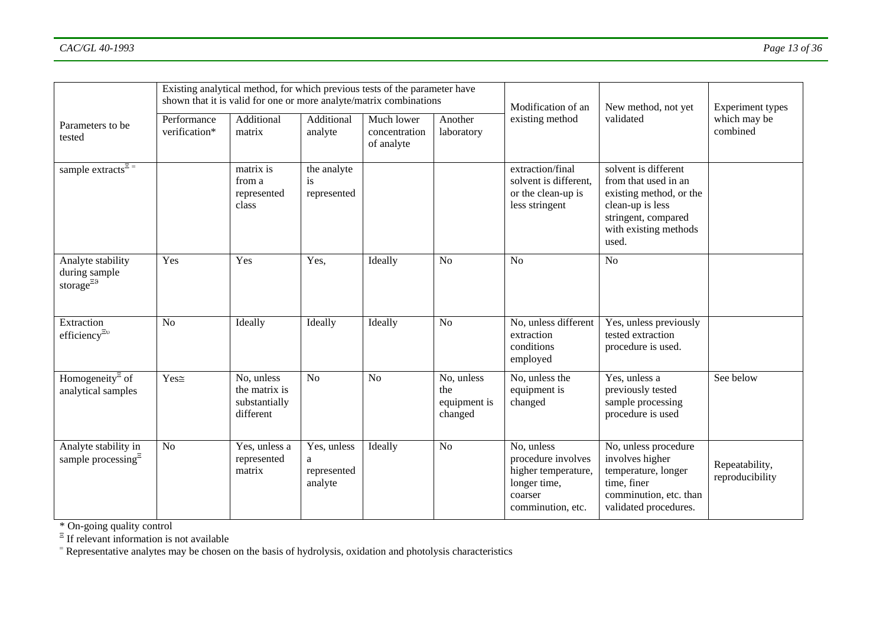| Parameters to be tested | Existing analytical method, for which previous tests of the parameter have shown that it is valid for one or more analyte/matrix combinations | | | | | Modification of an existing method | New method, not yet validated | Experiment types which may be combined |
|---|---|---|---|---|---|---|---|---|
| | Performance verification* | Additional matrix | Additional analyte | Much lower concentration of analyte | Another laboratory | | | |
| sample extracts[Ξ][≡] | | matrix is from a represented class | the analyte is represented | | | extraction/final solvent is different, or the clean-up is less stringent | solvent is different from that used in an existing method, or the clean-up is less stringent, compared with existing methods used. | |
| Analyte stability during sample storage[Ξϑ] | Yes | Yes | Yes, | Ideally | No | No | No | |
| Extraction efficiency[Ξυ] | No | Ideally | Ideally | Ideally | No | No, unless different extraction conditions employed | Yes, unless previously tested extraction procedure is used. | |
| Homogeneity[Ξ] of analytical samples | Yes≅ | No, unless the matrix is substantially different | No | No | No, unless the equipment is changed | No, unless the equipment is changed | Yes, unless a previously tested sample processing procedure is used | See below |
| Analyte stability in sample processing[Ξ] | No | Yes, unless a represented matrix | Yes, unless a represented analyte | Ideally | No | No, unless procedure involves higher temperature, longer time, coarser comminution, etc. | No, unless procedure involves higher temperature, longer time, finer comminution, etc. than validated procedures. | Repeatability, reproducibility |

\* On-going quality control

[Ξ] If relevant information is not available

[≡] Representative analytes may be chosen on the basis of hydrolysis, oxidation and photolysis characteristics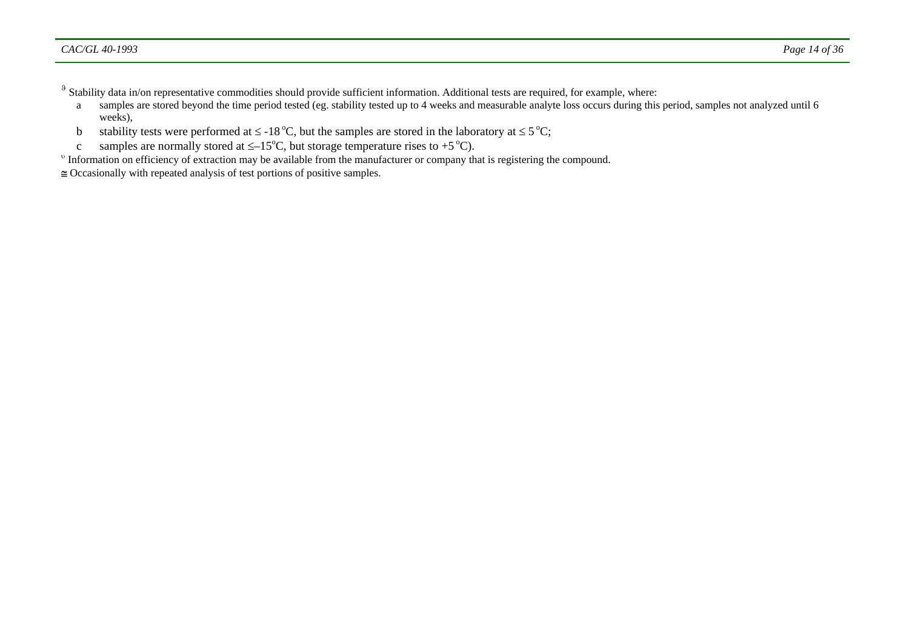ϑ Stability data in/on representative commodities should provide sufficient information. Additional tests are required, for example, where:

a samples are stored beyond the time period tested (eg. stability tested up to 4 weeks and measurable analyte loss occurs during this period, samples not analyzed until 6 weeks),

b stability tests were performed at ≤ -18 °C, but the samples are stored in the laboratory at ≤ 5 °C;

c samples are normally stored at ≤–15°C, but storage temperature rises to +5 °C).

υ Information on efficiency of extraction may be available from the manufacturer or company that is registering the compound.

≅ Occasionally with repeated analysis of test portions of positive samples.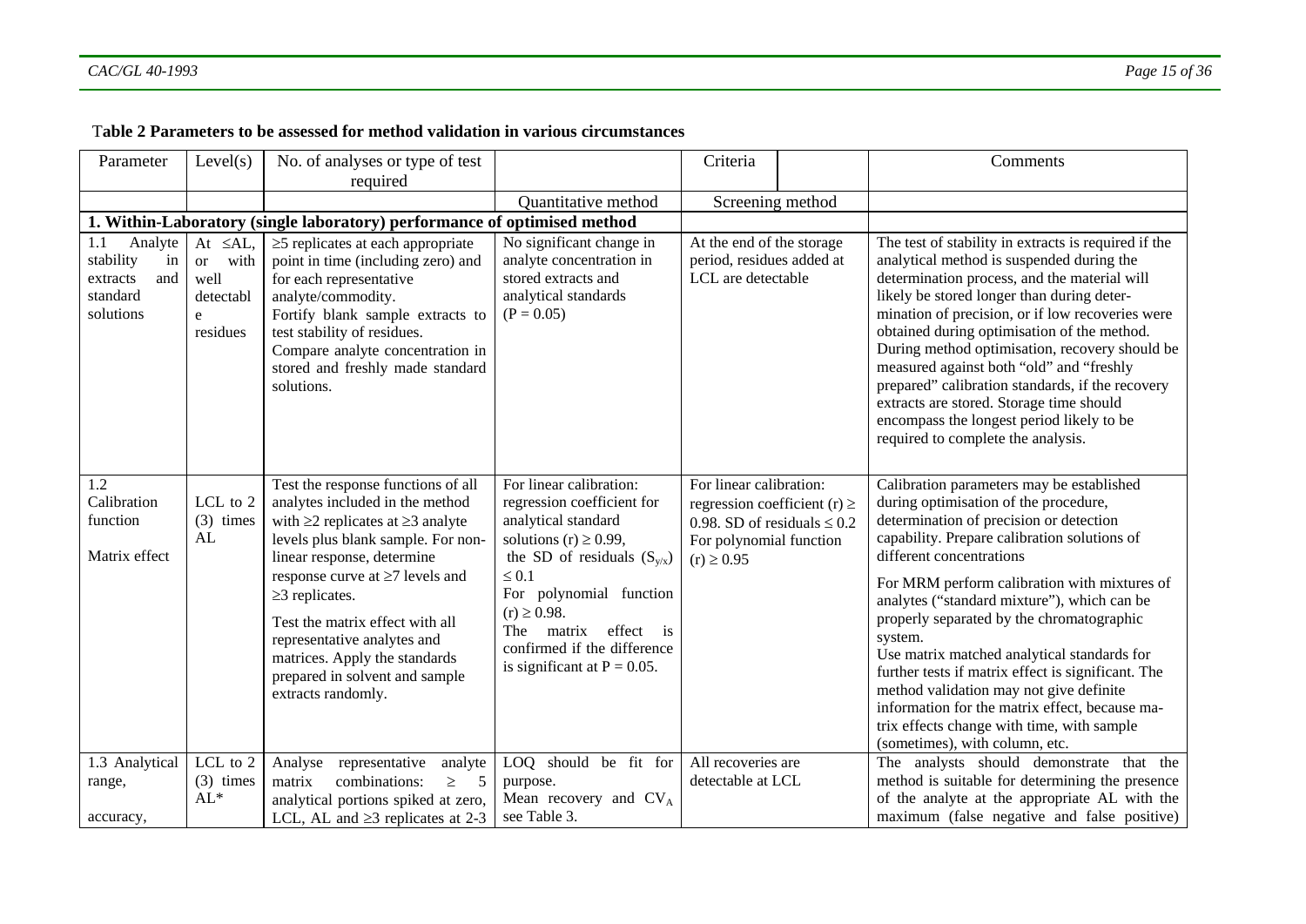**Table 2 Parameters to be assessed for method validation in various circumstances**

| Parameter | Level(s) | No. of analyses or type of test required | | Criteria | | Comments |
|---|---|---|---|---|---|---|
| | | | Quantitative method | Screening method | | |
| **1. Within-Laboratory (single laboratory) performance of optimised method** | | | | | | |
| 1.1 Analyte stability in extracts and standard solutions | At ≤AL, or with well detectable residues | ≥5 replicates at each appropriate point in time (including zero) and for each representative analyte/commodity. Fortify blank sample extracts to test stability of residues. Compare analyte concentration in stored and freshly made standard solutions. | No significant change in analyte concentration in stored extracts and analytical standards ($P = 0.05$) | At the end of the storage period, residues added at LCL are detectable | | The test of stability in extracts is required if the analytical method is suspended during the determination process, and the material will likely be stored longer than during determination of precision, or if low recoveries were obtained during optimisation of the method. During method optimisation, recovery should be measured against both "old" and "freshly prepared" calibration standards, if the recovery extracts are stored. Storage time should encompass the longest period likely to be required to complete the analysis. |
| 1.2 Calibration function<br><br>Matrix effect | LCL to 2 (3) times AL | Test the response functions of all analytes included in the method with ≥2 replicates at ≥3 analyte levels plus blank sample. For non-linear response, determine response curve at ≥7 levels and ≥3 replicates.<br><br>Test the matrix effect with all representative analytes and matrices. Apply the standards prepared in solvent and sample extracts randomly. | For linear calibration: regression coefficient for analytical standard solutions (r) ≥ 0.99, the SD of residuals ($S_{y/x}$) ≤ 0.1<br>For polynomial function (r) ≥ 0.98.<br>The matrix effect is confirmed if the difference is significant at $P = 0.05$. | For linear calibration: regression coefficient (r) ≥ 0.98. SD of residuals ≤ 0.2<br>For polynomial function (r) ≥ 0.95 | | Calibration parameters may be established during optimisation of the procedure, determination of precision or detection capability. Prepare calibration solutions of different concentrations<br><br>For MRM perform calibration with mixtures of analytes ("standard mixture"), which can be properly separated by the chromatographic system.<br>Use matrix matched analytical standards for further tests if matrix effect is significant. The method validation may not give definite information for the matrix effect, because matrix effects change with time, with sample (sometimes), with column, etc. |
| 1.3 Analytical range,<br><br>accuracy, | LCL to 2 (3) times AL* | Analyse representative analyte matrix combinations: ≥ 5 analytical portions spiked at zero, LCL, AL and ≥3 replicates at 2-3 | LOQ should be fit for purpose.<br>Mean recovery and $CV_A$ see Table 3. | All recoveries are detectable at LCL | | The analysts should demonstrate that the method is suitable for determining the presence of the analyte at the appropriate AL with the maximum (false negative and false positive) |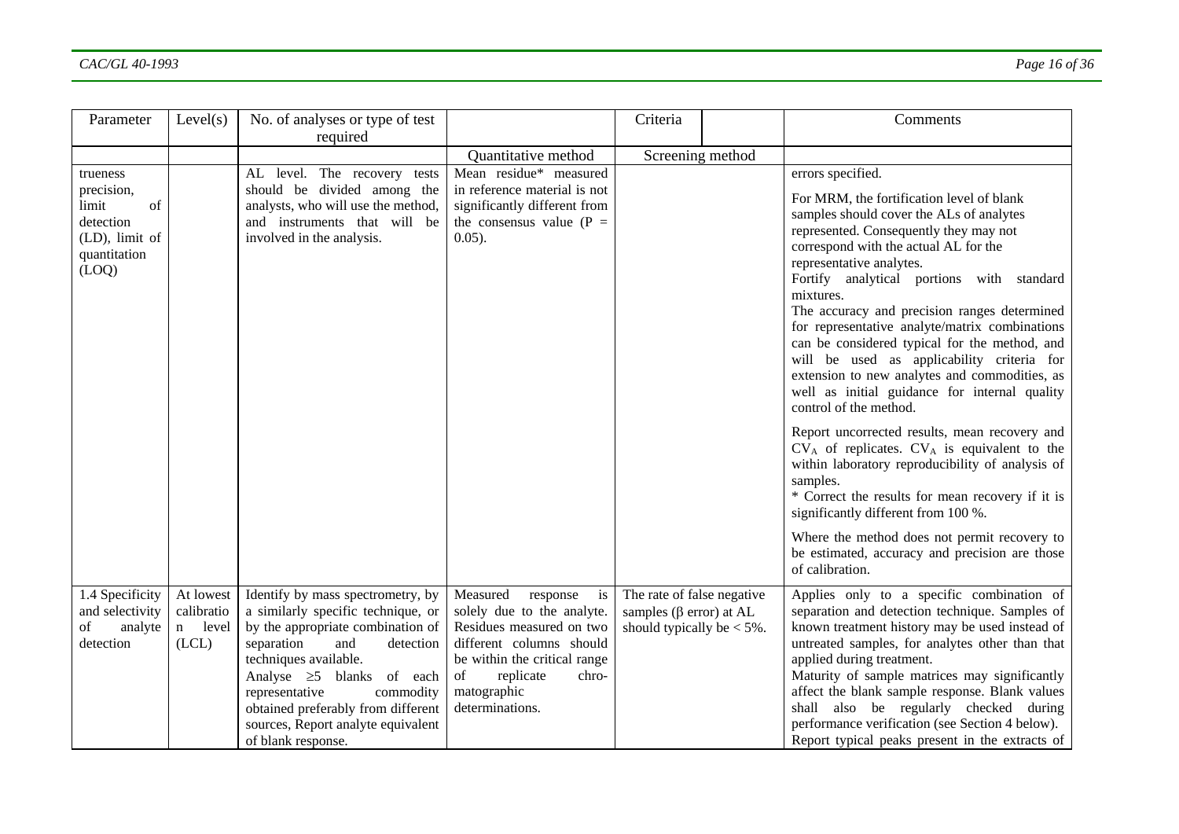| Parameter | Level(s) | No. of analyses or type of test required | | Criteria | | Comments |
|---|---|---|---|---|---|---|
| | | | Quantitative method | Screening method | | |
| trueness precision, limit of detection (LD), limit of quantitation (LOQ) | | AL level. The recovery tests should be divided among the analysts, who will use the method, and instruments that will be involved in the analysis. | Mean residue* measured in reference material is not significantly different from the consensus value (P = 0.05). | | | errors specified.<br><br>For MRM, the fortification level of blank samples should cover the ALs of analytes represented. Consequently they may not correspond with the actual AL for the representative analytes.<br>Fortify analytical portions with standard mixtures.<br>The accuracy and precision ranges determined for representative analyte/matrix combinations can be considered typical for the method, and will be used as applicability criteria for extension to new analytes and commodities, as well as initial guidance for internal quality control of the method.<br><br>Report uncorrected results, mean recovery and $CV_A$ of replicates. $CV_A$ is equivalent to the within laboratory reproducibility of analysis of samples.<br>* Correct the results for mean recovery if it is significantly different from 100 %.<br><br>Where the method does not permit recovery to be estimated, accuracy and precision are those of calibration. |
| 1.4 Specificity and selectivity of analyte detection | At lowest calibration level (LCL) | Identify by mass spectrometry, by a similarly specific technique, or by the appropriate combination of separation and detection techniques available.<br>Analyse ≥5 blanks of each representative commodity obtained preferably from different sources, Report analyte equivalent of blank response. | Measured response is solely due to the analyte. Residues measured on two different columns should be within the critical range of replicate chromatographic determinations. | The rate of false negative samples (β error) at AL should typically be < 5%. | | Applies only to a specific combination of separation and detection technique. Samples of known treatment history may be used instead of untreated samples, for analytes other than that applied during treatment.<br>Maturity of sample matrices may significantly affect the blank sample response. Blank values shall also be regularly checked during performance verification (see Section 4 below).<br>Report typical peaks present in the extracts of |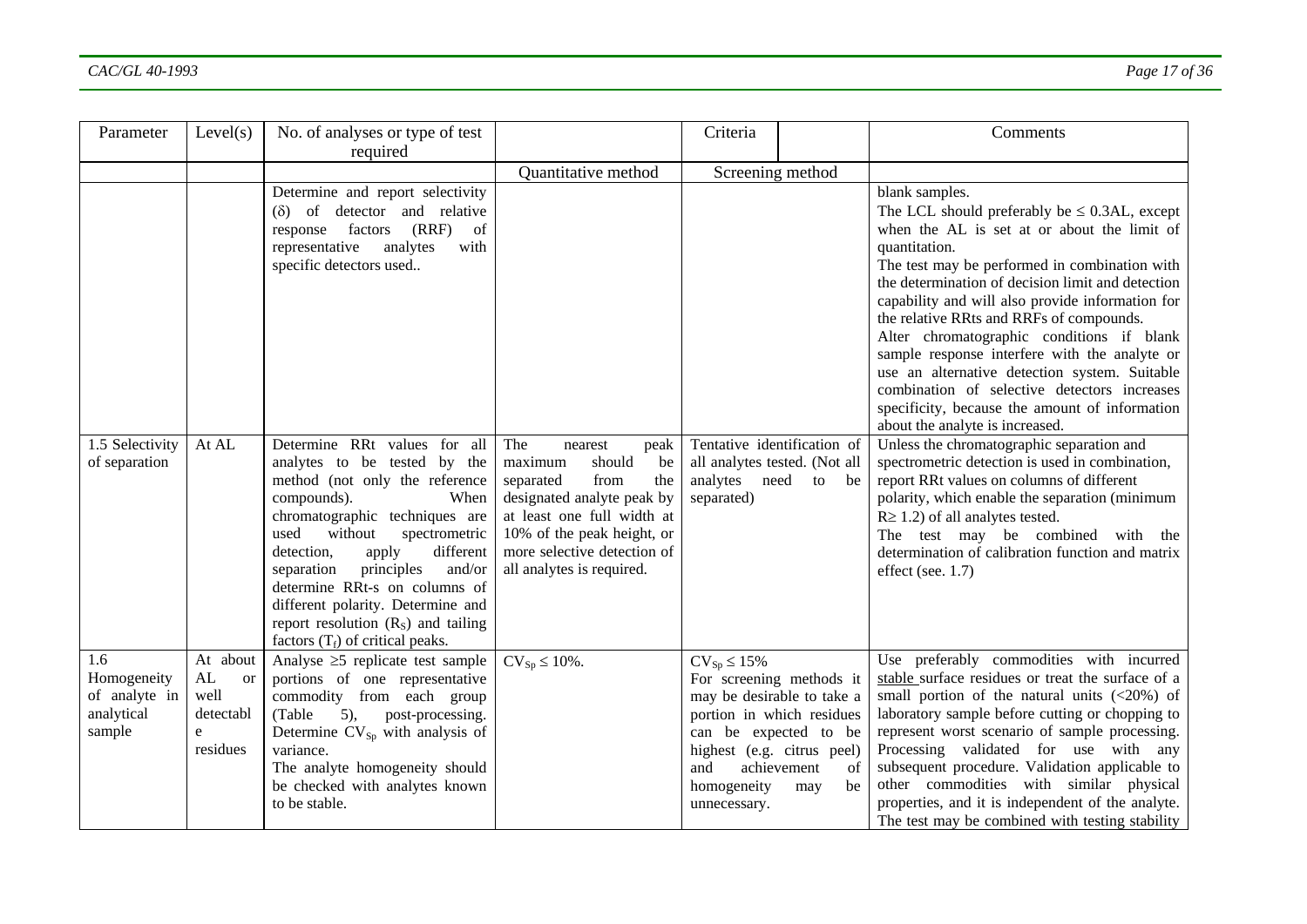| Parameter | Level(s) | No. of analyses or type of test required | | Criteria | Comments |
|---|---|---|---|---|---|
| | | | Quantitative method | Screening method | |
| | | Determine and report selectivity (δ) of detector and relative response factors (RRF) of representative analytes with specific detectors used.. | | | blank samples. The LCL should preferably be ≤ 0.3AL, except when the AL is set at or about the limit of quantitation. The test may be performed in combination with the determination of decision limit and detection capability and will also provide information for the relative RRts and RRFs of compounds. Alter chromatographic conditions if blank sample response interfere with the analyte or use an alternative detection system. Suitable combination of selective detectors increases specificity, because the amount of information about the analyte is increased. |
| 1.5 Selectivity of separation | At AL | Determine RRt values for all analytes to be tested by the method (not only the reference compounds). When chromatographic techniques are used without spectrometric detection, apply different separation principles and/or determine RRt-s on columns of different polarity. Determine and report resolution ($R_S$) and tailing factors ($T_f$) of critical peaks. | The nearest peak maximum should be separated from the designated analyte peak by at least one full width at 10% of the peak height, or more selective detection of all analytes is required. | Tentative identification of all analytes tested. (Not all analytes need to be separated) | Unless the chromatographic separation and spectrometric detection is used in combination, report RRt values on columns of different polarity, which enable the separation (minimum $R \geq 1.2$) of all analytes tested. The test may be combined with the determination of calibration function and matrix effect (see. 1.7) |
| 1.6 Homogeneity of analyte in analytical sample | At about AL or well detectable residues | Analyse ≥5 replicate test sample portions of one representative commodity from each group (Table 5), post-processing. Determine $CV_{Sp}$ with analysis of variance. The analyte homogeneity should be checked with analytes known to be stable. | $CV_{Sp} \leq 10\%$. | $CV_{Sp} \leq 15\%$ For screening methods it may be desirable to take a portion in which residues can be expected to be highest (e.g. citrus peel) and achievement of homogeneity may be unnecessary. | Use preferably commodities with incurred stable surface residues or treat the surface of a small portion of the natural units (<20%) of laboratory sample before cutting or chopping to represent worst scenario of sample processing. Processing validated for use with any subsequent procedure. Validation applicable to other commodities with similar physical properties, and it is independent of the analyte. The test may be combined with testing stability |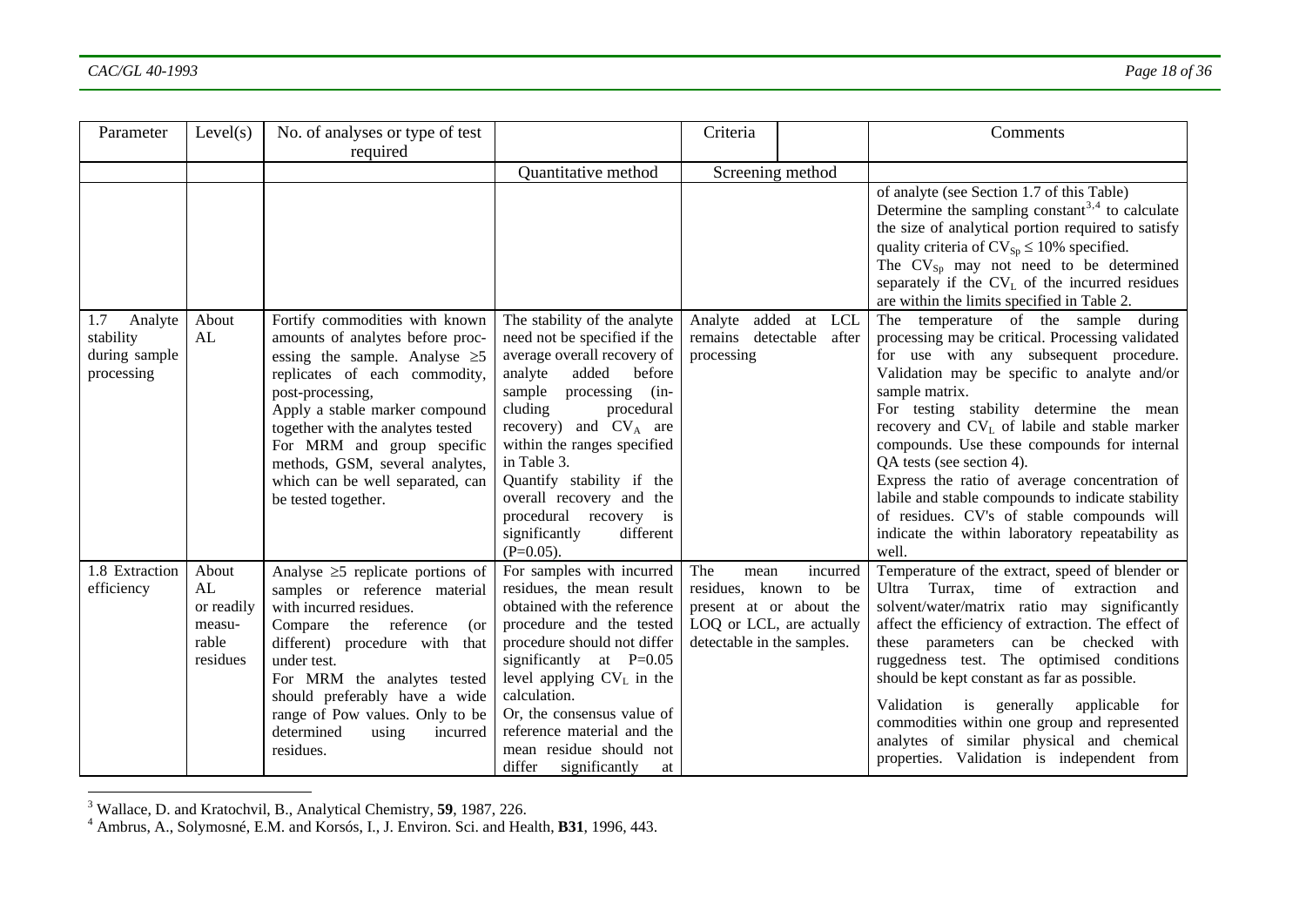| Parameter | Level(s) | No. of analyses or type of test required | Criteria | | Comments |
|---|---|---|---|---|---|
| | | | Quantitative method | Screening method | |
| | | | | | of analyte (see Section 1.7 of this Table) Determine the sampling constant[3,4] to calculate the size of analytical portion required to satisfy quality criteria of $CV_{Sp} \leq 10\%$ specified. The $CV_{Sp}$ may not need to be determined separately if the $CV_L$ of the incurred residues are within the limits specified in Table 2. |
| 1.7 Analyte stability during sample processing | About AL | Fortify commodities with known amounts of analytes before processing the sample. Analyse ≥5 replicates of each commodity, post-processing, Apply a stable marker compound together with the analytes tested For MRM and group specific methods, GSM, several analytes, which can be well separated, can be tested together. | The stability of the analyte need not be specified if the average overall recovery of analyte added before sample processing (including procedural recovery) and $CV_A$ are within the ranges specified in Table 3. Quantify stability if the overall recovery and the procedural recovery is significantly different (P=0.05). | Analyte added at LCL remains detectable after processing | The temperature of the sample during processing may be critical. Processing validated for use with any subsequent procedure. Validation may be specific to analyte and/or sample matrix. For testing stability determine the mean recovery and $CV_L$ of labile and stable marker compounds. Use these compounds for internal QA tests (see section 4). Express the ratio of average concentration of labile and stable compounds to indicate stability of residues. CV's of stable compounds will indicate the within laboratory repeatability as well. |
| 1.8 Extraction efficiency | About AL or readily measurable residues | Analyse ≥5 replicate portions of samples or reference material with incurred residues. Compare the reference (or different) procedure with that under test. For MRM the analytes tested should preferably have a wide range of Pow values. Only to be determined using incurred residues. | For samples with incurred residues, the mean result obtained with the reference procedure and the tested procedure should not differ significantly at P=0.05 level applying $CV_L$ in the calculation. Or, the consensus value of reference material and the mean residue should not differ significantly at | The mean incurred residues, known to be present at or about the LOQ or LCL, are actually detectable in the samples. | Temperature of the extract, speed of blender or Ultra Turrax, time of extraction and solvent/water/matrix ratio may significantly affect the efficiency of extraction. The effect of these parameters can be checked with ruggedness test. The optimised conditions should be kept constant as far as possible. Validation is generally applicable for commodities within one group and represented analytes of similar physical and chemical properties. Validation is independent from |

[3] Wallace, D. and Kratochvil, B., Analytical Chemistry, **59**, 1987, 226.

[4] Ambrus, A., Solymosné, E.M. and Korsós, I., J. Environ. Sci. and Health, **B31**, 1996, 443.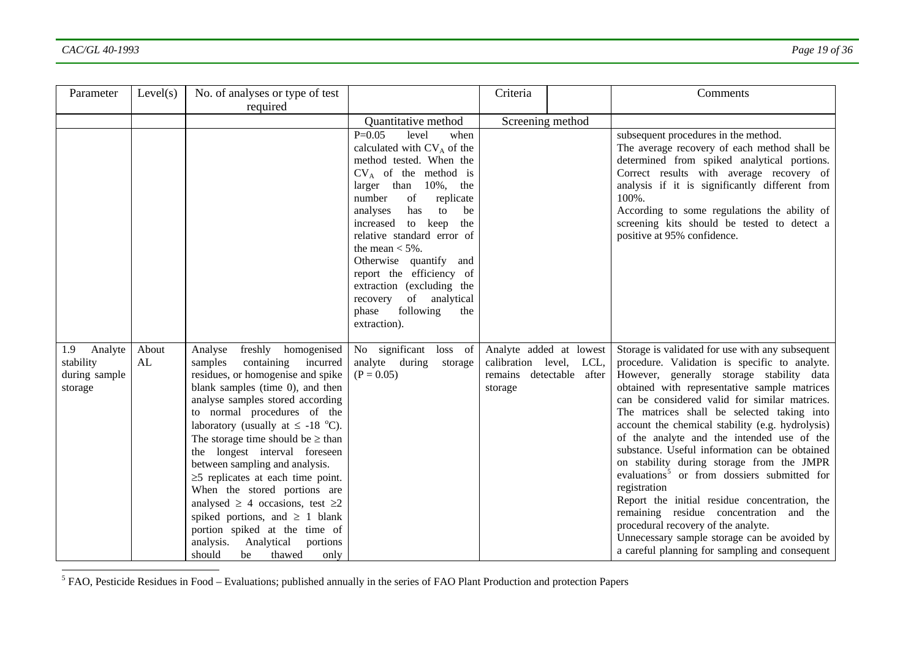| Parameter | Level(s) | No. of analyses or type of test required | | Criteria | Comments |
|---|---|---|---|---|---|
| | | | Quantitative method | Screening method | |
| | | | P=0.05 level when calculated with $CV_A$ of the method tested. When the $CV_A$ of the method is larger than 10%, the number of replicate analyses has to be increased to keep the relative standard error of the mean < 5%. Otherwise quantify and report the efficiency of extraction (excluding the recovery of analytical phase following the extraction). | | subsequent procedures in the method. The average recovery of each method shall be determined from spiked analytical portions. Correct results with average recovery of analysis if it is significantly different from 100%. According to some regulations the ability of screening kits should be tested to detect a positive at 95% confidence. |
| 1.9 Analyte stability during sample storage | About AL | Analyse freshly homogenised samples containing incurred residues, or homogenise and spike blank samples (time 0), and then analyse samples stored according to normal procedures of the laboratory (usually at ≤ -18 °C). The storage time should be ≥ than the longest interval foreseen between sampling and analysis. ≥5 replicates at each time point. When the stored portions are analysed ≥ 4 occasions, test ≥2 spiked portions, and ≥ 1 blank portion spiked at the time of analysis. Analytical portions should be thawed only | No significant loss of analyte during storage (P = 0.05) | Analyte added at lowest calibration level, LCL, remains detectable after storage | Storage is validated for use with any subsequent procedure. Validation is specific to analyte. However, generally storage stability data obtained with representative sample matrices can be considered valid for similar matrices. The matrices shall be selected taking into account the chemical stability (e.g. hydrolysis) of the analyte and the intended use of the substance. Useful information can be obtained on stability during storage from the JMPR evaluations[5] or from dossiers submitted for registration. Report the initial residue concentration, the remaining residue concentration and the procedural recovery of the analyte. Unnecessary sample storage can be avoided by a careful planning for sampling and consequent |

[5] FAO, Pesticide Residues in Food – Evaluations; published annually in the series of FAO Plant Production and protection Papers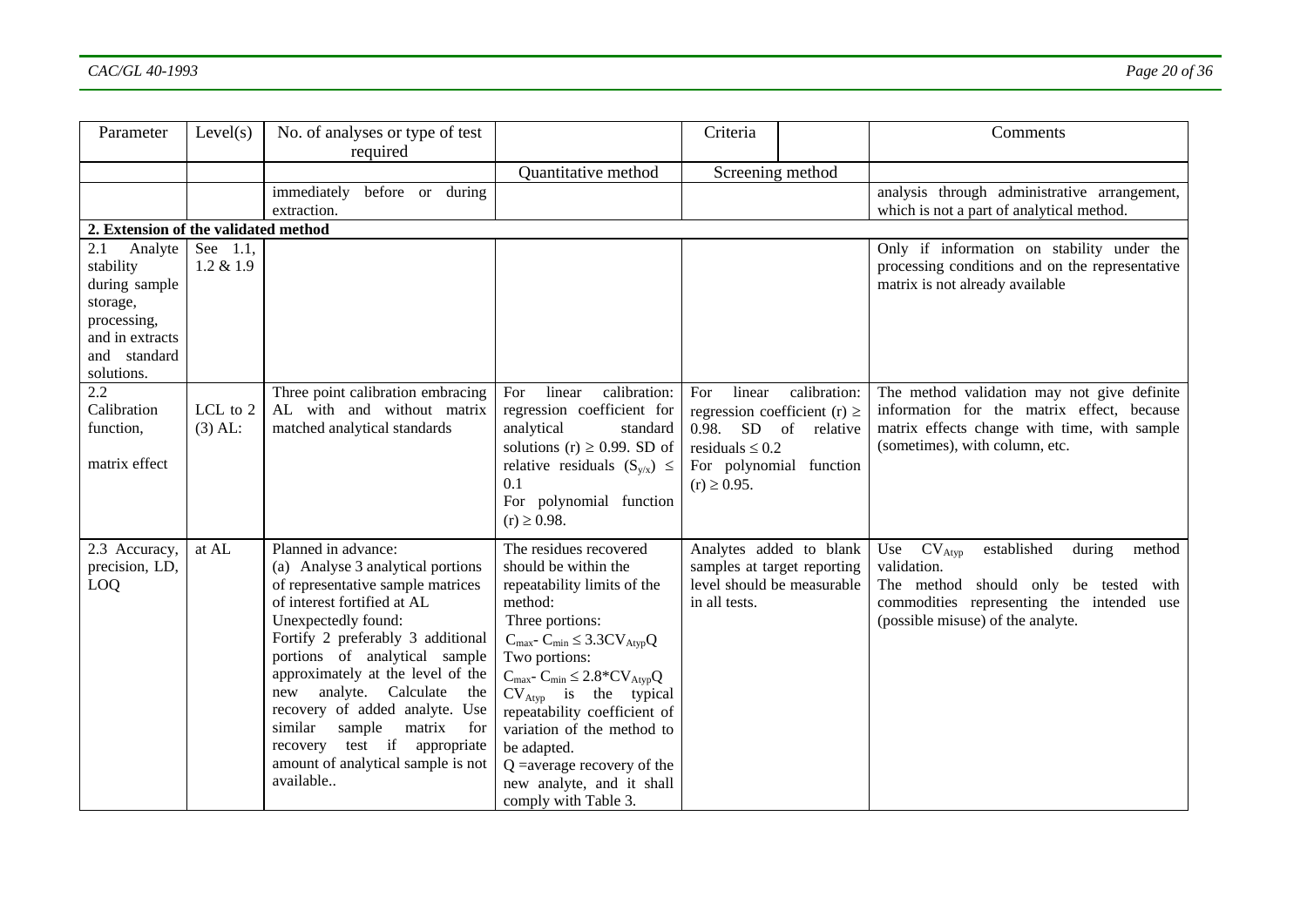| Parameter | Level(s) | No. of analyses or type of test required | | Criteria | Comments |
|---|---|---|---|---|---|
| | | | Quantitative method | Screening method | |
| | | immediately before or during extraction. | | | analysis through administrative arrangement, which is not a part of analytical method. |
| **2. Extension of the validated method** | | | | | |
| 2.1 Analyte stability during sample storage, processing, and in extracts and standard solutions. | See 1.1, 1.2 & 1.9 | | | | Only if information on stability under the processing conditions and on the representative matrix is not already available |
| 2.2 Calibration function, matrix effect | LCL to 2 (3) AL: | Three point calibration embracing AL with and without matrix matched analytical standards | For linear calibration: regression coefficient for analytical standard solutions (r) $\geq$ 0.99. SD of relative residuals ($S_{y/x}$) $\leq$ 0.1 For polynomial function (r) $\geq$ 0.98. | For linear calibration: regression coefficient (r) $\geq$ 0.98. SD of relative residuals $\leq$ 0.2 For polynomial function (r) $\geq$ 0.95. | The method validation may not give definite information for the matrix effect, because matrix effects change with time, with sample (sometimes), with column, etc. |
| 2.3 Accuracy, precision, LD, LOQ | at AL | Planned in advance: (a) Analyse 3 analytical portions of representative sample matrices of interest fortified at AL Unexpectedly found: Fortify 2 preferably 3 additional portions of analytical sample approximately at the level of the new analyte. Calculate the recovery of added analyte. Use similar sample matrix for recovery test if appropriate amount of analytical sample is not available.. | The residues recovered should be within the repeatability limits of the method: Three portions: $C_{max}$- $C_{min} \leq 3.3CV_{Atyp}Q$ Two portions: $C_{max}$- $C_{min} \leq 2.8*CV_{Atyp}Q$ $CV_{Atyp}$ is the typical repeatability coefficient of variation of the method to be adapted. Q =average recovery of the new analyte, and it shall comply with Table 3. | Analytes added to blank samples at target reporting level should be measurable in all tests. | Use $CV_{Atyp}$ established during method validation. The method should only be tested with commodities representing the intended use (possible misuse) of the analyte. |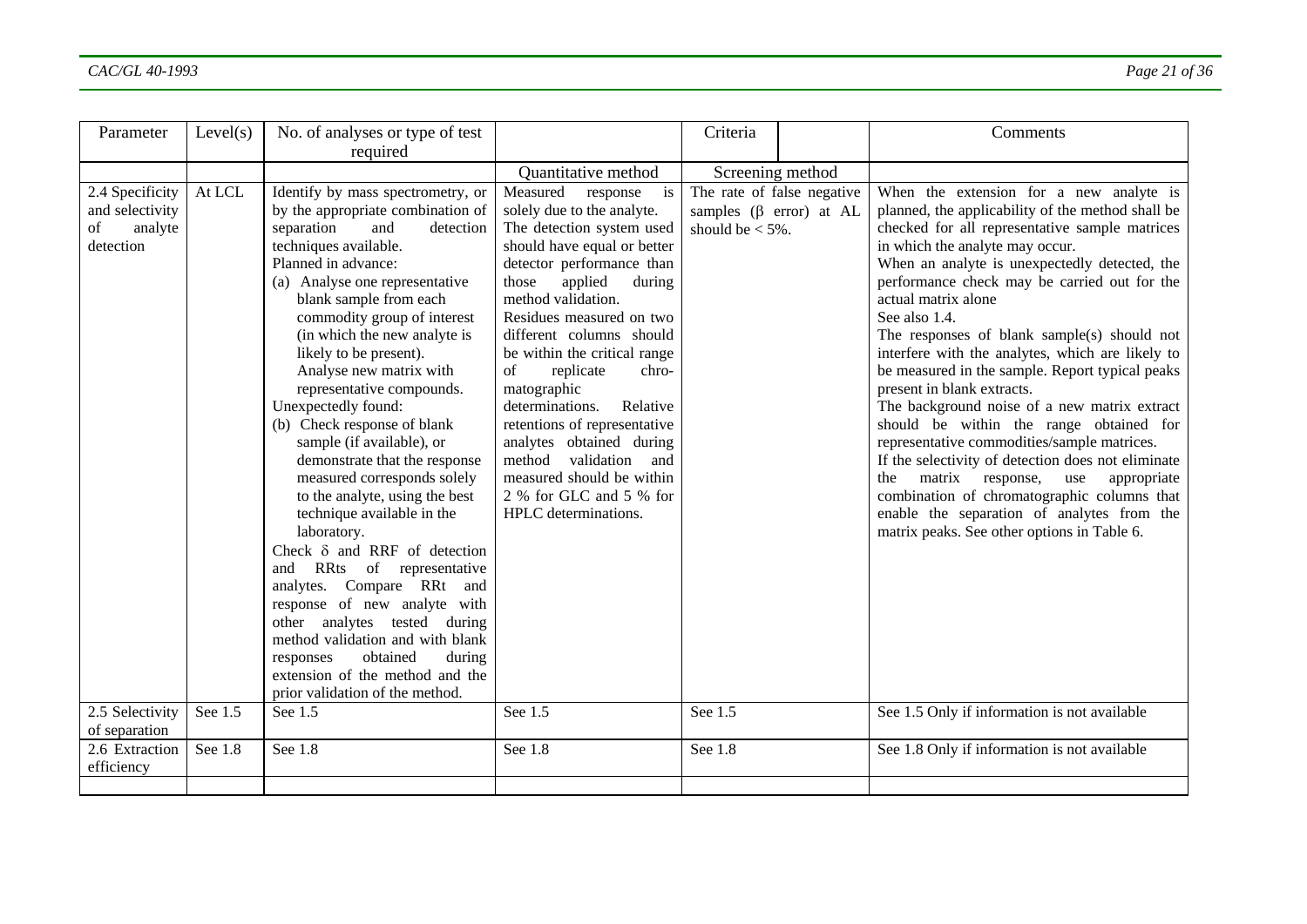| Parameter | Level(s) | No. of analyses or type of test required | | Criteria | | Comments |
|---|---|---|---|---|---|---|
| | | | Quantitative method | Screening method | | |
| 2.4 Specificity and selectivity of analyte detection | At LCL | Identify by mass spectrometry, or by the appropriate combination of separation and detection techniques available.<br>Planned in advance:<br>(a) Analyse one representative blank sample from each commodity group of interest (in which the new analyte is likely to be present). Analyse new matrix with representative compounds.<br>Unexpectedly found:<br>(b) Check response of blank sample (if available), or demonstrate that the response measured corresponds solely to the analyte, using the best technique available in the laboratory.<br>Check $\delta$ and RRF of detection and RRts of representative analytes. Compare RRt and response of new analyte with other analytes tested during method validation and with blank responses obtained during extension of the method and the prior validation of the method. | Measured response is solely due to the analyte.<br>The detection system used should have equal or better detector performance than those applied during method validation.<br>Residues measured on two different columns should be within the critical range of replicate chromatographic determinations. Relative retentions of representative analytes obtained during method validation and measured should be within 2 % for GLC and 5 % for HPLC determinations. | The rate of false negative samples ($\beta$ error) at AL should be < 5%. | | When the extension for a new analyte is planned, the applicability of the method shall be checked for all representative sample matrices in which the analyte may occur.<br>When an analyte is unexpectedly detected, the performance check may be carried out for the actual matrix alone<br>See also 1.4.<br>The responses of blank sample(s) should not interfere with the analytes, which are likely to be measured in the sample. Report typical peaks present in blank extracts.<br>The background noise of a new matrix extract should be within the range obtained for representative commodities/sample matrices.<br>If the selectivity of detection does not eliminate the matrix response, use appropriate combination of chromatographic columns that enable the separation of analytes from the matrix peaks. See other options in Table 6. |
| 2.5 Selectivity of separation | See 1.5 | See 1.5 | See 1.5 | See 1.5 | | See 1.5 Only if information is not available |
| 2.6 Extraction efficiency | See 1.8 | See 1.8 | See 1.8 | See 1.8 | | See 1.8 Only if information is not available |
| | | | | | | |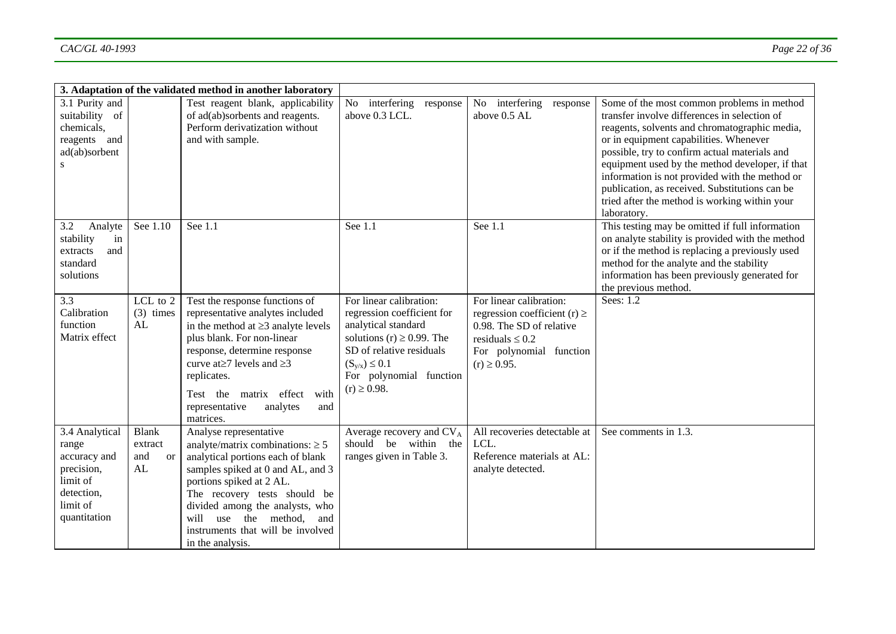| 3. Adaptation of the validated method in another laboratory | | | | | |
|---|---|---|---|---|---|
| 3.1 Purity and suitability of chemicals, reagents and ad(ab)sorbents | | Test reagent blank, applicability of ad(ab)sorbents and reagents. Perform derivatization without and with sample. | No interfering response above 0.3 LCL. | No interfering response above 0.5 AL | Some of the most common problems in method transfer involve differences in selection of reagents, solvents and chromatographic media, or in equipment capabilities. Whenever possible, try to confirm actual materials and equipment used by the method developer, if that information is not provided with the method or publication, as received. Substitutions can be tried after the method is working within your laboratory. |
| 3.2 Analyte stability in extracts and standard solutions | See 1.10 | See 1.1 | See 1.1 | See 1.1 | This testing may be omitted if full information on analyte stability is provided with the method or if the method is replacing a previously used method for the analyte and the stability information has been previously generated for the previous method. |
| 3.3 Calibration function Matrix effect | LCL to 2 (3) times AL | Test the response functions of representative analytes included in the method at ≥3 analyte levels plus blank. For non-linear response, determine response curve at≥7 levels and ≥3 replicates.<br><br>Test the matrix effect with representative analytes and matrices. | For linear calibration: regression coefficient for analytical standard solutions (r) ≥ 0.99. The SD of relative residuals $(S_{y/x}) \leq 0.1$<br>For polynomial function (r) ≥ 0.98. | For linear calibration: regression coefficient (r) ≥ 0.98. The SD of relative residuals ≤ 0.2<br>For polynomial function (r) ≥ 0.95. | Sees: 1.2 |
| 3.4 Analytical range accuracy and precision, limit of detection, limit of quantitation | Blank extract and or AL | Analyse representative analyte/matrix combinations: ≥ 5 analytical portions each of blank samples spiked at 0 and AL, and 3 portions spiked at 2 AL.<br>The recovery tests should be divided among the analysts, who will use the method, and instruments that will be involved in the analysis. | Average recovery and $CV_A$ should be within the ranges given in Table 3. | All recoveries detectable at LCL.<br>Reference materials at AL: analyte detected. | See comments in 1.3. |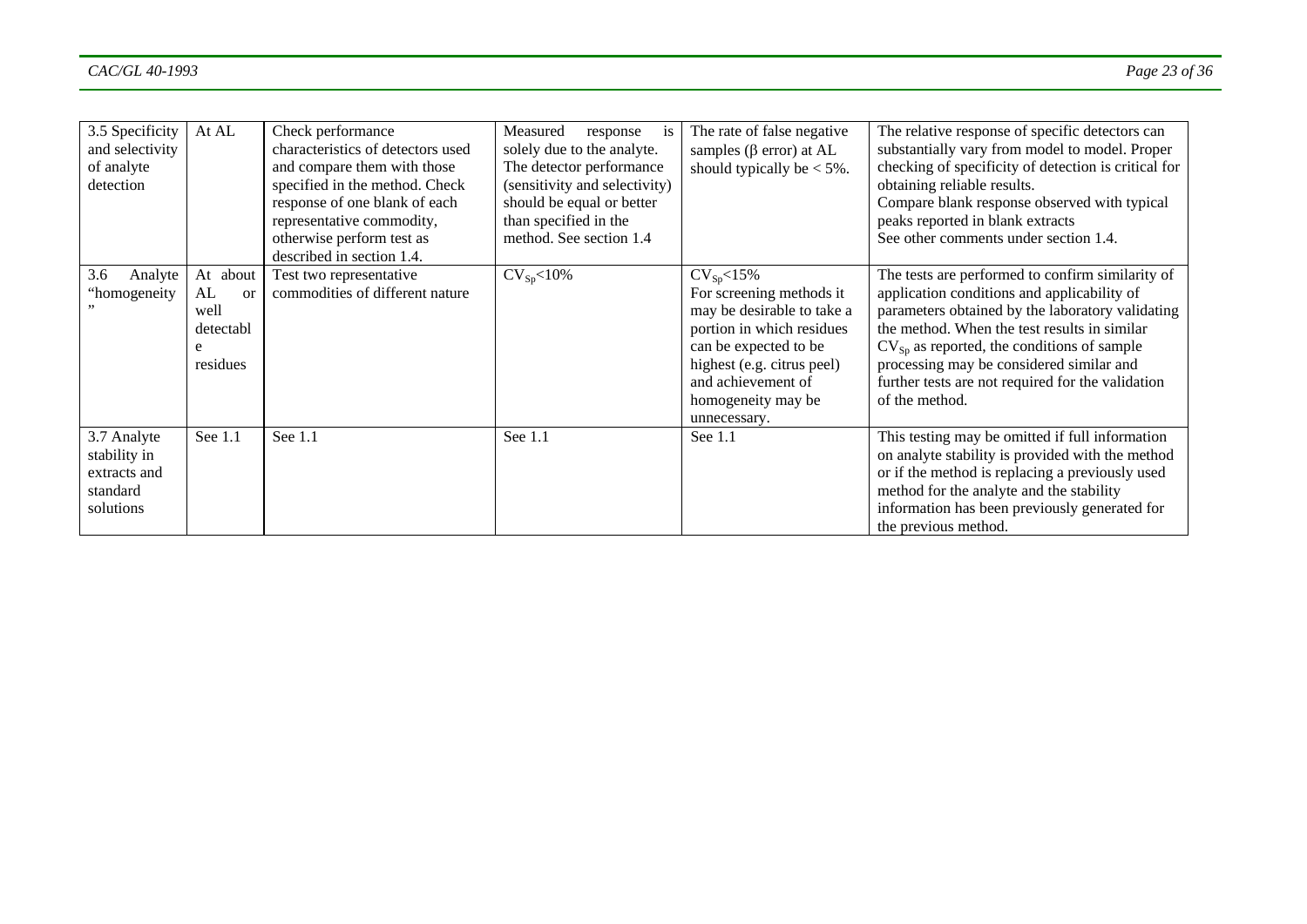| 3.5 Specificity and selectivity of analyte detection | At AL | Check performance characteristics of detectors used and compare them with those specified in the method. Check response of one blank of each representative commodity, otherwise perform test as described in section 1.4. | Measured response is solely due to the analyte. The detector performance (sensitivity and selectivity) should be equal or better than specified in the method. See section 1.4 | The rate of false negative samples (β error) at AL should typically be < 5%. | The relative response of specific detectors can substantially vary from model to model. Proper checking of specificity of detection is critical for obtaining reliable results. Compare blank response observed with typical peaks reported in blank extracts See other comments under section 1.4. |
|---|---|---|---|---|---|
| 3.6 Analyte "homogeneity" | At about AL or well detectable residues | Test two representative commodities of different nature | $CV_{Sp}$<10% | $CV_{Sp}$<15% For screening methods it may be desirable to take a portion in which residues can be expected to be highest (e.g. citrus peel) and achievement of homogeneity may be unnecessary. | The tests are performed to confirm similarity of application conditions and applicability of parameters obtained by the laboratory validating the method. When the test results in similar $CV_{Sp}$ as reported, the conditions of sample processing may be considered similar and further tests are not required for the validation of the method. |
| 3.7 Analyte stability in extracts and standard solutions | See 1.1 | See 1.1 | See 1.1 | See 1.1 | This testing may be omitted if full information on analyte stability is provided with the method or if the method is replacing a previously used method for the analyte and the stability information has been previously generated for the previous method. |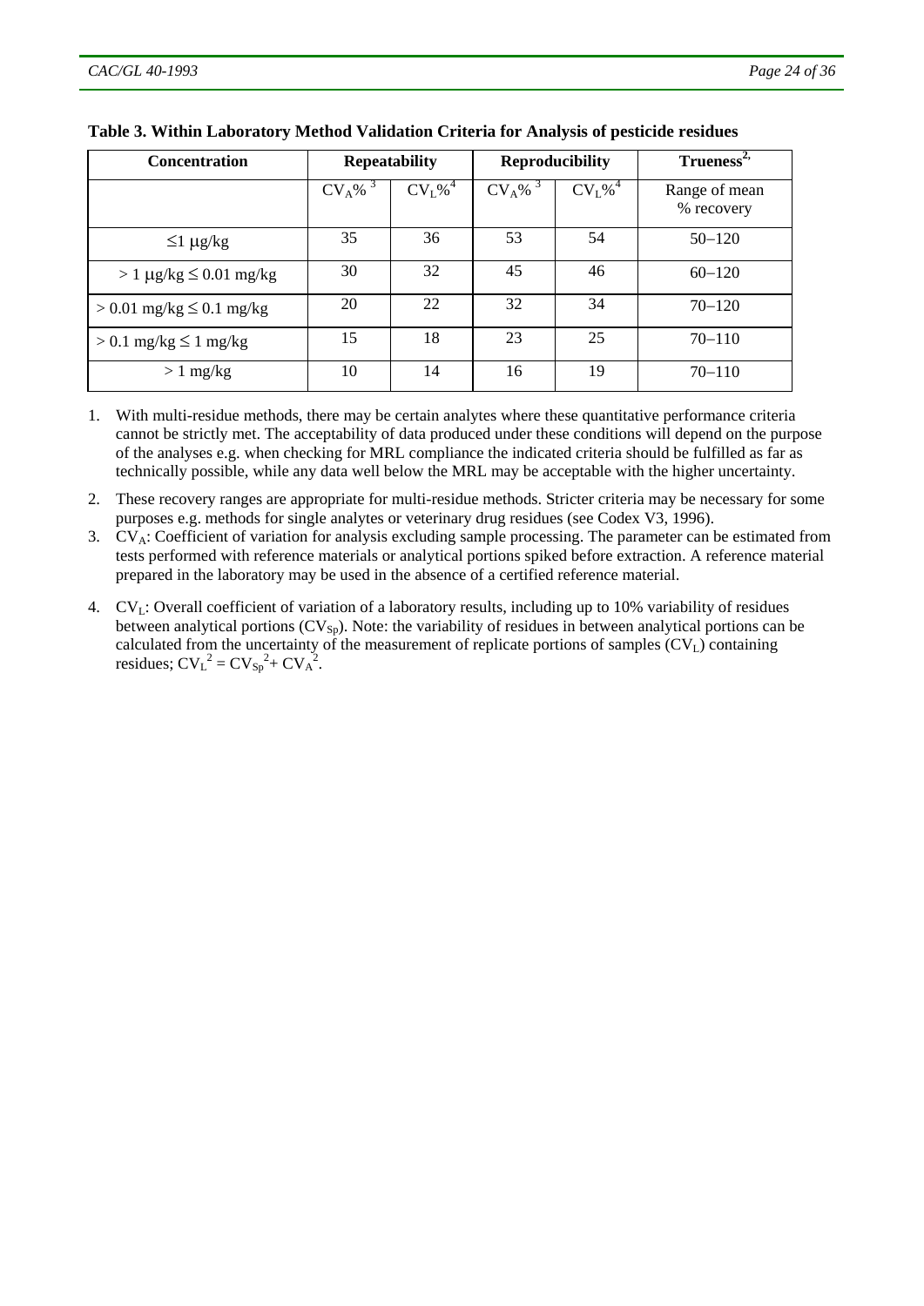**Table 3. Within Laboratory Method Validation Criteria for Analysis of pesticide residues**

| Concentration | Repeatability | | Reproducibility | | Trueness[2,] |
|---|---|---|---|---|---|
| | $CV_A\%$ [3] | $CV_L\%$ [4] | $CV_A\%$ [3] | $CV_L\%$ [4] | Range of mean % recovery |
| ≤1 μg/kg | 35 | 36 | 53 | 54 | 50–120 |
| > 1 μg/kg ≤ 0.01 mg/kg | 30 | 32 | 45 | 46 | 60–120 |
| > 0.01 mg/kg ≤ 0.1 mg/kg | 20 | 22 | 32 | 34 | 70–120 |
| > 0.1 mg/kg ≤ 1 mg/kg | 15 | 18 | 23 | 25 | 70–110 |
| > 1 mg/kg | 10 | 14 | 16 | 19 | 70–110 |

1. With multi-residue methods, there may be certain analytes where these quantitative performance criteria cannot be strictly met. The acceptability of data produced under these conditions will depend on the purpose of the analyses e.g. when checking for MRL compliance the indicated criteria should be fulfilled as far as technically possible, while any data well below the MRL may be acceptable with the higher uncertainty.
2. These recovery ranges are appropriate for multi-residue methods. Stricter criteria may be necessary for some purposes e.g. methods for single analytes or veterinary drug residues (see Codex V3, 1996).
3. $CV_A$: Coefficient of variation for analysis excluding sample processing. The parameter can be estimated from tests performed with reference materials or analytical portions spiked before extraction. A reference material prepared in the laboratory may be used in the absence of a certified reference material.
4. $CV_L$: Overall coefficient of variation of a laboratory results, including up to 10% variability of residues between analytical portions ($CV_{Sp}$). Note: the variability of residues in between analytical portions can be calculated from the uncertainty of the measurement of replicate portions of samples ($CV_L$) containing residues; $CV_L^2 = CV_{Sp}^2 + CV_A^2$.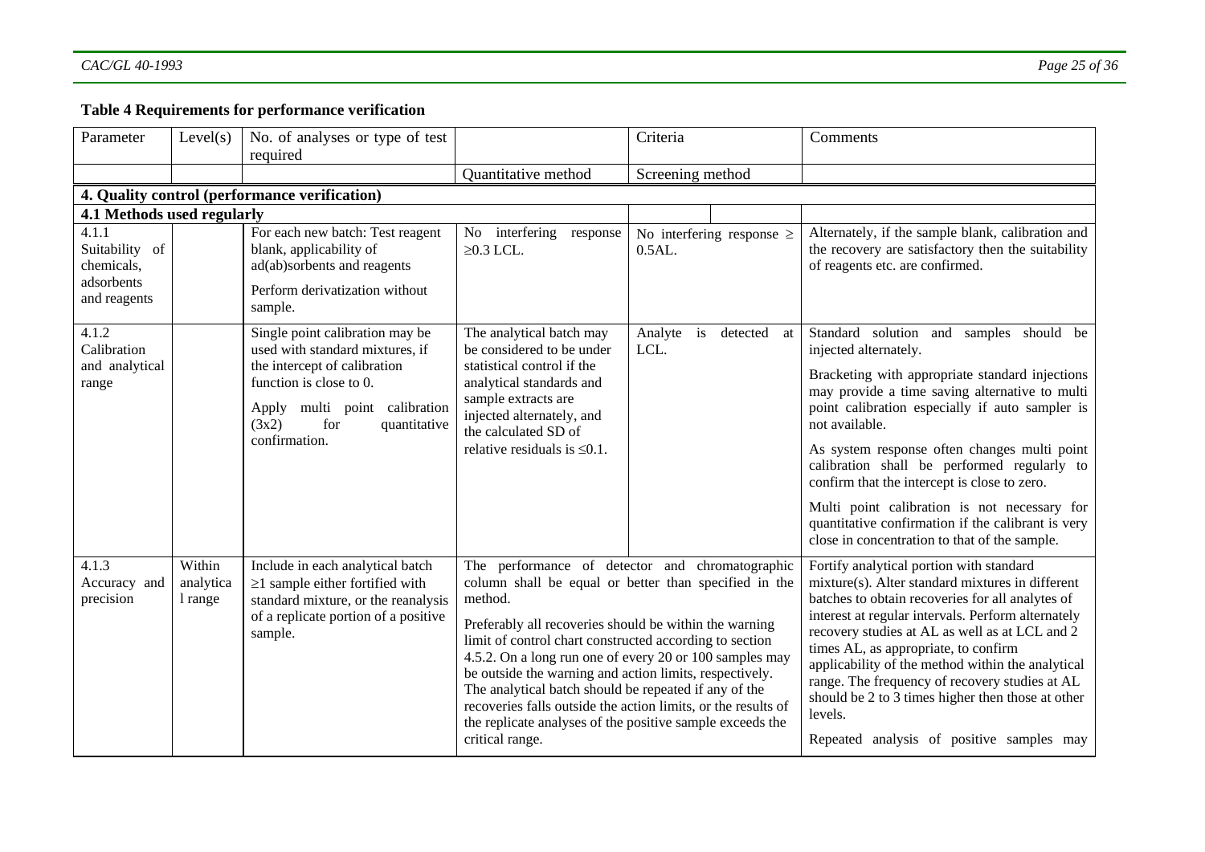**Table 4 Requirements for performance verification**

| Parameter | Level(s) | No. of analyses or type of test required | Criteria | | Comments |
|---|---|---|---|---|---|
| | | | Quantitative method | Screening method | |
| **4. Quality control (performance verification)** | | | | | |
| **4.1 Methods used regularly** | | | | | |
| 4.1.1 Suitability of chemicals, adsorbents and reagents | | For each new batch: Test reagent blank, applicability of ad(ab)sorbents and reagents<br><br>Perform derivatization without sample. | No interfering response ≥0.3 LCL. | No interfering response ≥ 0.5AL. | Alternately, if the sample blank, calibration and the recovery are satisfactory then the suitability of reagents etc. are confirmed. |
| 4.1.2 Calibration and analytical range | | Single point calibration may be used with standard mixtures, if the intercept of calibration function is close to 0.<br><br>Apply multi point calibration (3x2) for quantitative confirmation. | The analytical batch may be considered to be under statistical control if the analytical standards and sample extracts are injected alternately, and the calculated SD of relative residuals is ≤0.1. | Analyte is detected at LCL. | Standard solution and samples should be injected alternately.<br><br>Bracketing with appropriate standard injections may provide a time saving alternative to multi point calibration especially if auto sampler is not available.<br><br>As system response often changes multi point calibration shall be performed regularly to confirm that the intercept is close to zero.<br><br>Multi point calibration is not necessary for quantitative confirmation if the calibrant is very close in concentration to that of the sample. |
| 4.1.3 Accuracy and precision | Within analytical range | Include in each analytical batch ≥1 sample either fortified with standard mixture, or the reanalysis of a replicate portion of a positive sample. | The performance of detector and chromatographic column shall be equal or better than specified in the method.<br><br>Preferably all recoveries should be within the warning limit of control chart constructed according to section 4.5.2. On a long run one of every 20 or 100 samples may be outside the warning and action limits, respectively. The analytical batch should be repeated if any of the recoveries falls outside the action limits, or the results of the replicate analyses of the positive sample exceeds the critical range. | | Fortify analytical portion with standard mixture(s). Alter standard mixtures in different batches to obtain recoveries for all analytes of interest at regular intervals. Perform alternately recovery studies at AL as well as at LCL and 2 times AL, as appropriate, to confirm applicability of the method within the analytical range. The frequency of recovery studies at AL should be 2 to 3 times higher then those at other levels.<br><br>Repeated analysis of positive samples may |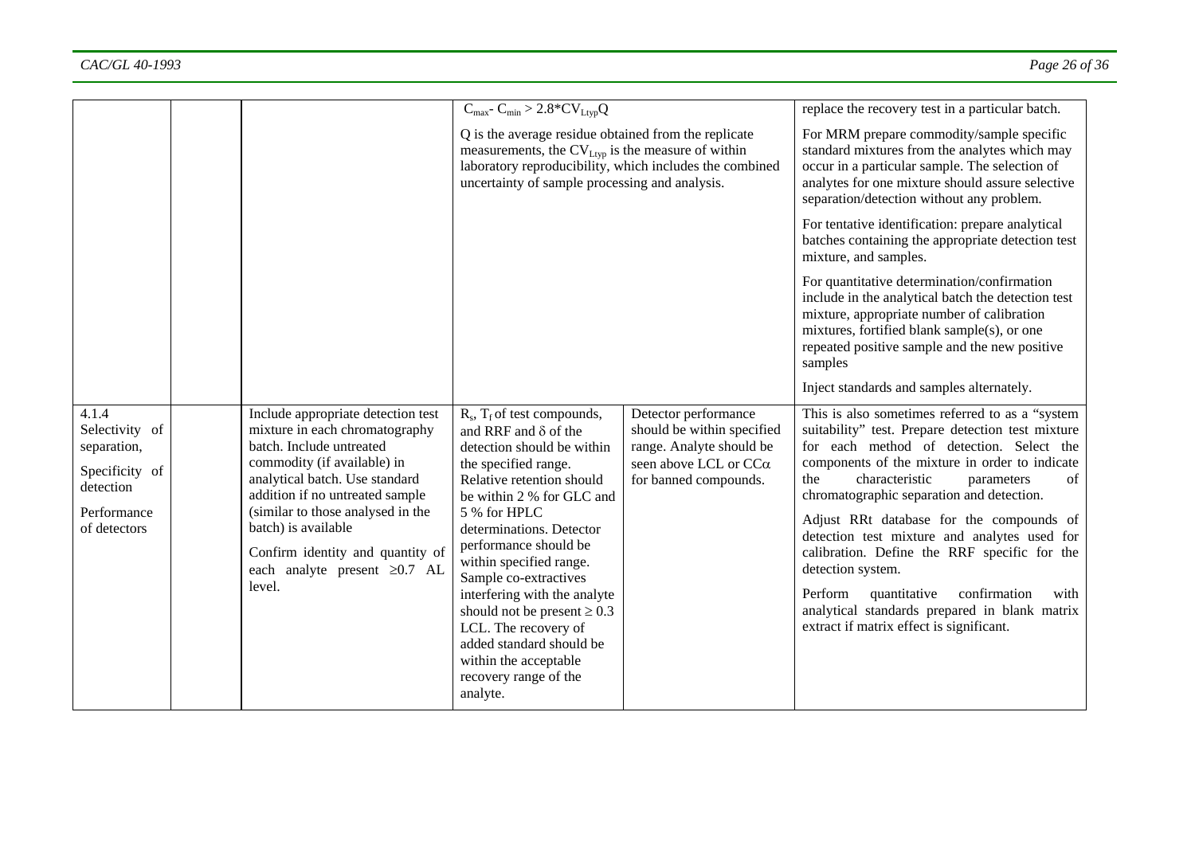| | | | | | |
|---|---|---|---|---|---|
| | | | $C_{max}$- $C_{min}$ > $2.8*CV_{Ltyp}Q$<br><br>Q is the average residue obtained from the replicate measurements, the $CV_{Ltyp}$ is the measure of within laboratory reproducibility, which includes the combined uncertainty of sample processing and analysis. | | replace the recovery test in a particular batch.<br><br>For MRM prepare commodity/sample specific standard mixtures from the analytes which may occur in a particular sample. The selection of analytes for one mixture should assure selective separation/detection without any problem.<br><br>For tentative identification: prepare analytical batches containing the appropriate detection test mixture, and samples.<br><br>For quantitative determination/confirmation include in the analytical batch the detection test mixture, appropriate number of calibration mixtures, fortified blank sample(s), or one repeated positive sample and the new positive samples<br><br>Inject standards and samples alternately. |
| 4.1.4 Selectivity of separation,<br><br>Specificity of detection<br><br>Performance of detectors | | Include appropriate detection test mixture in each chromatography batch. Include untreated commodity (if available) in analytical batch. Use standard addition if no untreated sample (similar to those analysed in the batch) is available<br><br>Confirm identity and quantity of each analyte present ≥0.7 AL level. | $R_s$, $T_f$ of test compounds, and RRF and δ of the detection should be within the specified range. Relative retention should be within 2 % for GLC and 5 % for HPLC determinations. Detector performance should be within specified range. Sample co-extractives interfering with the analyte should not be present ≥ 0.3 LCL. The recovery of added standard should be within the acceptable recovery range of the analyte. | Detector performance should be within specified range. Analyte should be seen above LCL or CCα for banned compounds. | This is also sometimes referred to as a "system suitability" test. Prepare detection test mixture for each method of detection. Select the components of the mixture in order to indicate the characteristic parameters of chromatographic separation and detection.<br><br>Adjust RRt database for the compounds of detection test mixture and analytes used for calibration. Define the RRF specific for the detection system.<br><br>Perform quantitative confirmation with analytical standards prepared in blank matrix extract if matrix effect is significant. |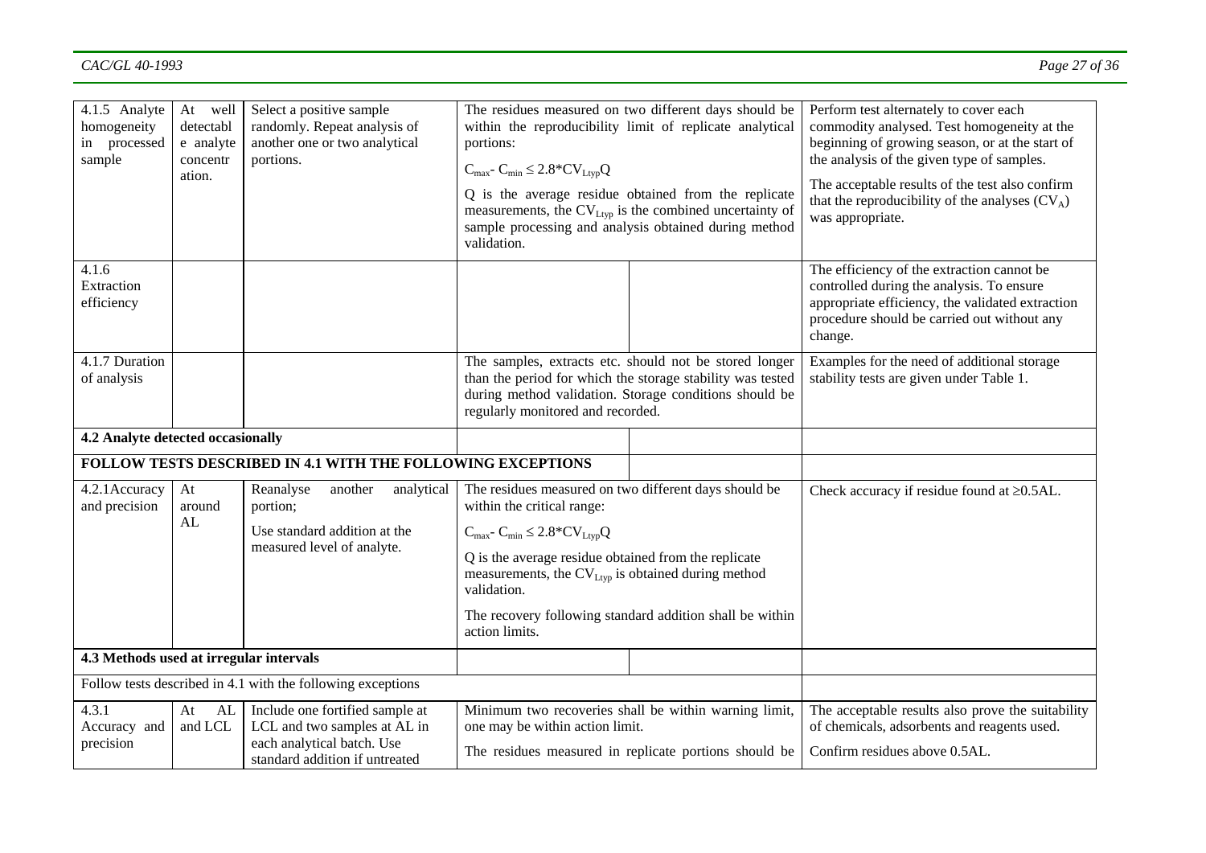| | | | | | |
|---|---|---|---|---|---|
| 4.1.5 Analyte homogeneity in processed sample | At well detectable analyte concentration. | Select a positive sample randomly. Repeat analysis of another one or two analytical portions. | The residues measured on two different days should be within the reproducibility limit of replicate analytical portions:<br><br>$C_{max} - C_{min} \leq 2.8 * CV_{Ltyp} Q$<br><br>Q is the average residue obtained from the replicate measurements, the $CV_{Ltyp}$ is the combined uncertainty of sample processing and analysis obtained during method validation. | | Perform test alternately to cover each commodity analysed. Test homogeneity at the beginning of growing season, or at the start of the analysis of the given type of samples.<br><br>The acceptable results of the test also confirm that the reproducibility of the analyses ($CV_A$) was appropriate. |
| 4.1.6 Extraction efficiency | | | | | The efficiency of the extraction cannot be controlled during the analysis. To ensure appropriate efficiency, the validated extraction procedure should be carried out without any change. |
| 4.1.7 Duration of analysis | | | The samples, extracts etc. should not be stored longer than the period for which the storage stability was tested during method validation. Storage conditions should be regularly monitored and recorded. | | Examples for the need of additional storage stability tests are given under Table 1. |
| **4.2 Analyte detected occasionally** | | | | | |
| **FOLLOW TESTS DESCRIBED IN 4.1 WITH THE FOLLOWING EXCEPTIONS** | | | | | |
| 4.2.1Accuracy and precision | At around AL | Reanalyse another analytical portion;<br><br>Use standard addition at the measured level of analyte. | The residues measured on two different days should be within the critical range:<br><br>$C_{max} - C_{min} \leq 2.8 * CV_{Ltyp} Q$<br><br>Q is the average residue obtained from the replicate measurements, the $CV_{Ltyp}$ is obtained during method validation.<br><br>The recovery following standard addition shall be within action limits. | | Check accuracy if residue found at ≥0.5AL. |
| **4.3 Methods used at irregular intervals** | | | | | |
| Follow tests described in 4.1 with the following exceptions | | | | | |
| 4.3.1 Accuracy and precision | At AL and LCL | Include one fortified sample at LCL and two samples at AL in each analytical batch. Use standard addition if untreated | Minimum two recoveries shall be within warning limit, one may be within action limit.<br><br>The residues measured in replicate portions should be | | The acceptable results also prove the suitability of chemicals, adsorbents and reagents used.<br><br>Confirm residues above 0.5AL. |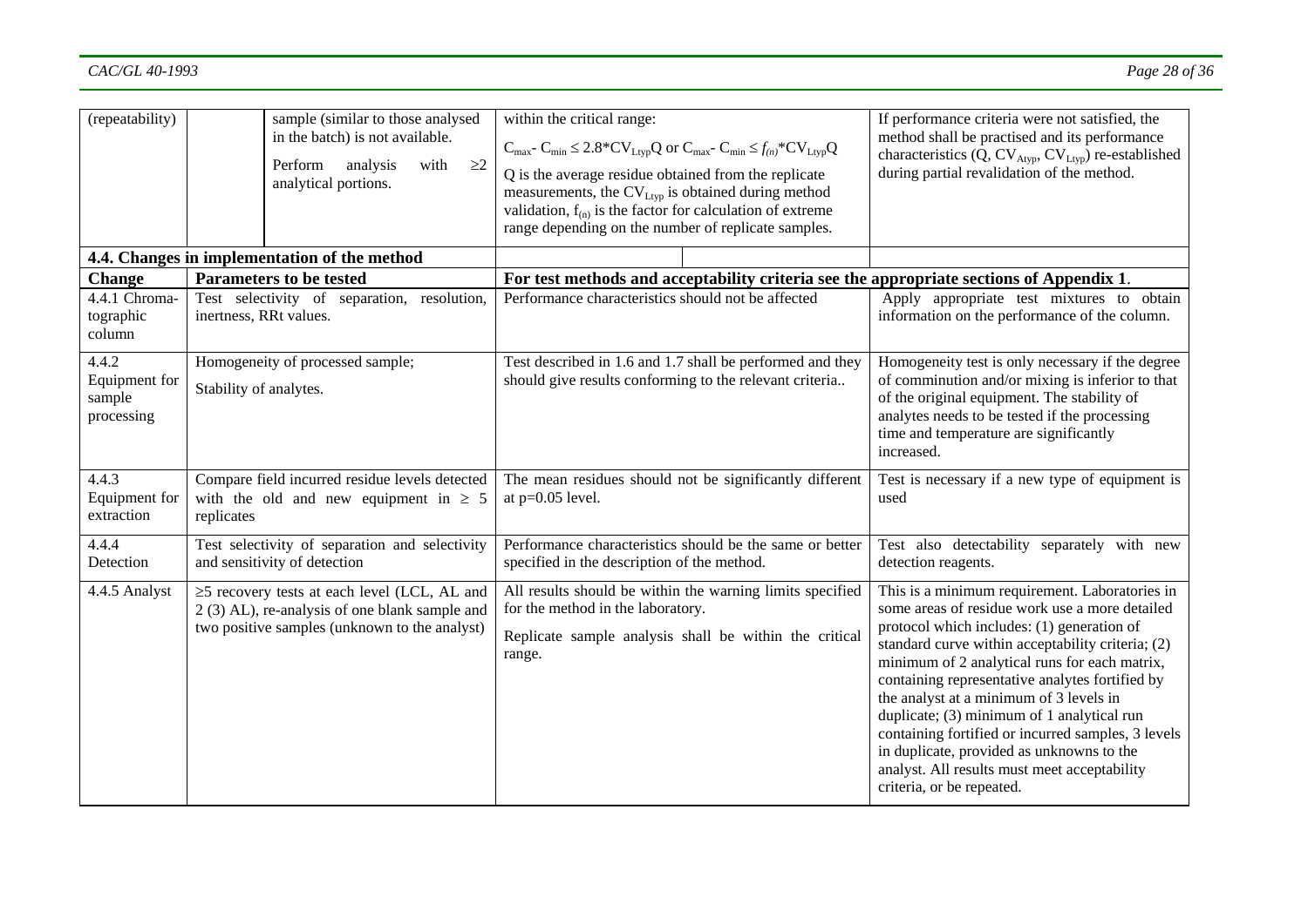| (repeatability) | | sample (similar to those analysed in the batch) is not available. Perform analysis with ≥2 analytical portions. | within the critical range: $C_{max}$- $C_{min}$ ≤ 2.8*$CV_{Ltyp}$Q or $C_{max}$- $C_{min}$ ≤ $f_{(n)}$*$CV_{Ltyp}$Q Q is the average residue obtained from the replicate measurements, the $CV_{Ltyp}$ is obtained during method validation, $f_{(n)}$ is the factor for calculation of extreme range depending on the number of replicate samples. | If performance criteria were not satisfied, the method shall be practised and its performance characteristics (Q, $CV_{Atyp}$, $CV_{Ltyp}$) re-established during partial revalidation of the method. |
|---|---|---|---|---|
| **4.4. Changes in implementation of the method** | | | | |
| **Change** | **Parameters to be tested** | | **For test methods and acceptability criteria see the appropriate sections of Appendix 1**. | |
| 4.4.1 Chromatographic column | Test selectivity of separation, resolution, inertness, RRt values. | | Performance characteristics should not be affected | Apply appropriate test mixtures to obtain information on the performance of the column. |
| 4.4.2 Equipment for sample processing | Homogeneity of processed sample; Stability of analytes. | | Test described in 1.6 and 1.7 shall be performed and they should give results conforming to the relevant criteria.. | Homogeneity test is only necessary if the degree of comminution and/or mixing is inferior to that of the original equipment. The stability of analytes needs to be tested if the processing time and temperature are significantly increased. |
| 4.4.3 Equipment for extraction | Compare field incurred residue levels detected with the old and new equipment in ≥ 5 replicates | | The mean residues should not be significantly different at p=0.05 level. | Test is necessary if a new type of equipment is used |
| 4.4.4 Detection | Test selectivity of separation and selectivity and sensitivity of detection | | Performance characteristics should be the same or better specified in the description of the method. | Test also detectability separately with new detection reagents. |
| 4.4.5 Analyst | ≥5 recovery tests at each level (LCL, AL and 2 (3) AL), re-analysis of one blank sample and two positive samples (unknown to the analyst) | | All results should be within the warning limits specified for the method in the laboratory. Replicate sample analysis shall be within the critical range. | This is a minimum requirement. Laboratories in some areas of residue work use a more detailed protocol which includes: (1) generation of standard curve within acceptability criteria; (2) minimum of 2 analytical runs for each matrix, containing representative analytes fortified by the analyst at a minimum of 3 levels in duplicate; (3) minimum of 1 analytical run containing fortified or incurred samples, 3 levels in duplicate, provided as unknowns to the analyst. All results must meet acceptability criteria, or be repeated. |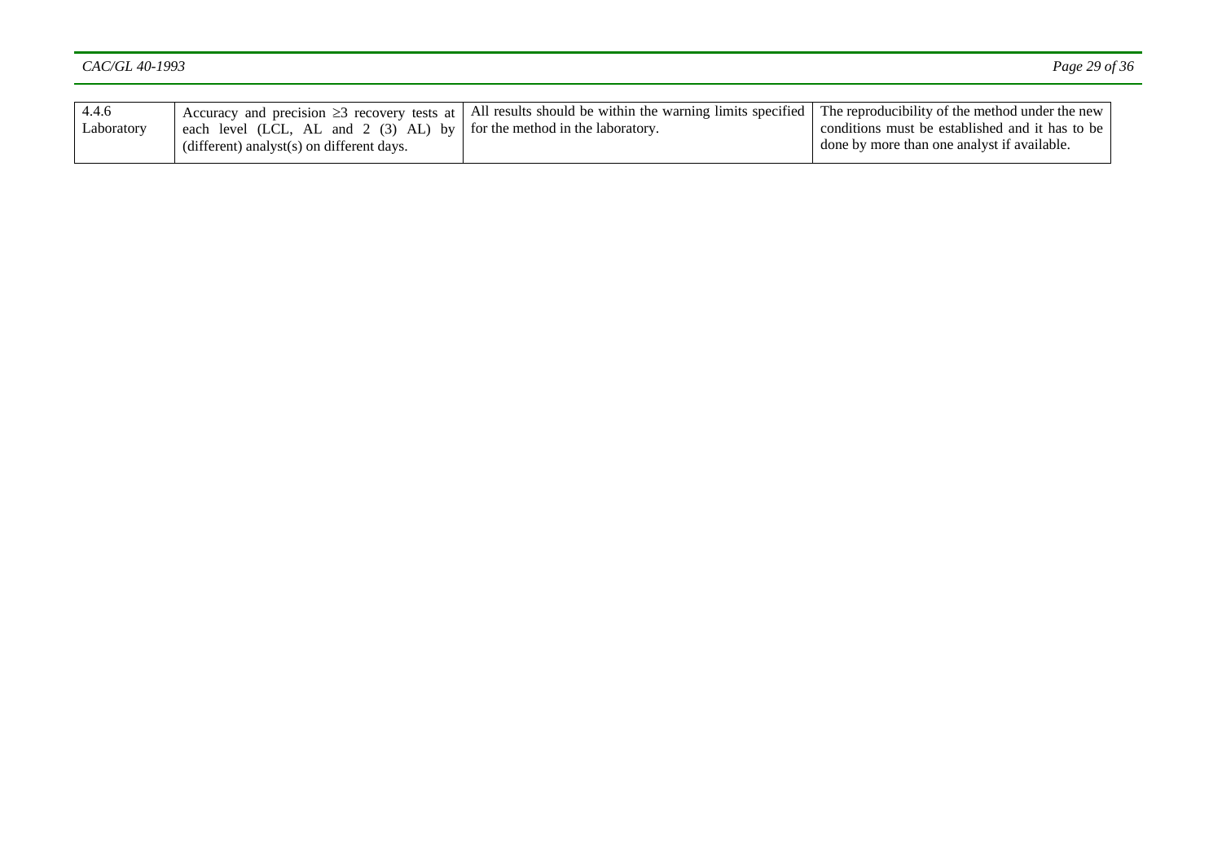| 4.4.6 Laboratory | Accuracy and precision $\geq$3 recovery tests at each level (LCL, AL and 2 (3) AL) by (different) analyst(s) on different days. | All results should be within the warning limits specified for the method in the laboratory. | The reproducibility of the method under the new conditions must be established and it has to be done by more than one analyst if available. |
|---|---|---|---|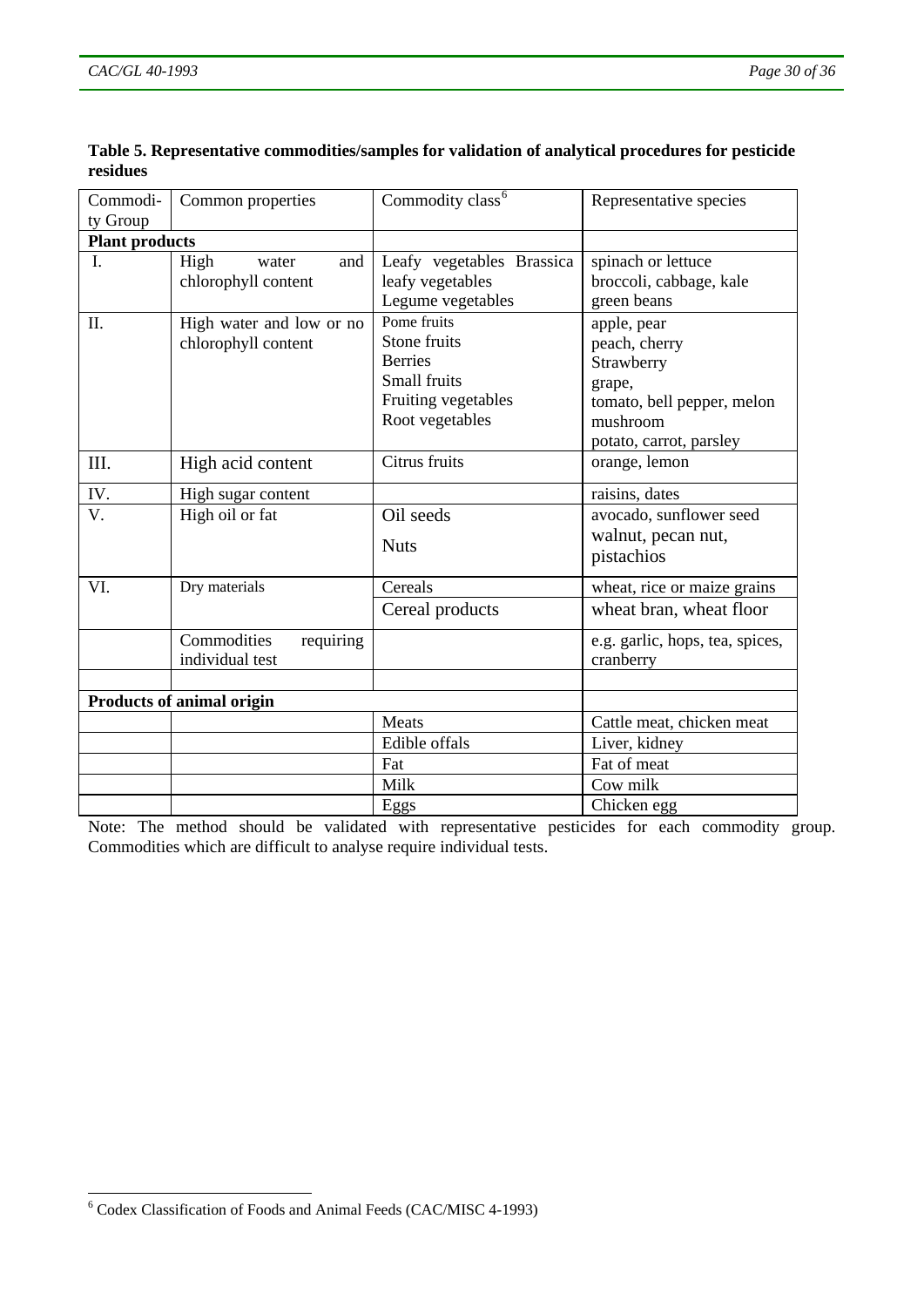**Table 5. Representative commodities/samples for validation of analytical procedures for pesticide residues**

| Commodity Group | Common properties | Commodity class[6] | Representative species |
|---|---|---|---|
| **Plant products** | | | |
| I. | High water and chlorophyll content | Leafy vegetables Brassica leafy vegetables<br>Legume vegetables | spinach or lettuce<br>broccoli, cabbage, kale<br>green beans |
| II. | High water and low or no chlorophyll content | Pome fruits<br>Stone fruits<br>Berries<br>Small fruits<br>Fruiting vegetables<br>Root vegetables | apple, pear<br>peach, cherry<br>Strawberry<br>grape,<br>tomato, bell pepper, melon<br>mushroom<br>potato, carrot, parsley |
| III. | High acid content | Citrus fruits | orange, lemon |
| IV. | High sugar content | | raisins, dates |
| V. | High oil or fat | Oil seeds<br>Nuts | avocado, sunflower seed<br>walnut, pecan nut, pistachios |
| VI. | Dry materials | Cereals<br>Cereal products | wheat, rice or maize grains<br>wheat bran, wheat floor |
| | Commodities requiring individual test | | e.g. garlic, hops, tea, spices, cranberry |
| | | | |
| **Products of animal origin** | | | |
| | | Meats | Cattle meat, chicken meat |
| | | Edible offals | Liver, kidney |
| | | Fat | Fat of meat |
| | | Milk | Cow milk |
| | | Eggs | Chicken egg |

Note: The method should be validated with representative pesticides for each commodity group. Commodities which are difficult to analyse require individual tests.

[6] Codex Classification of Foods and Animal Feeds (CAC/MISC 4-1993)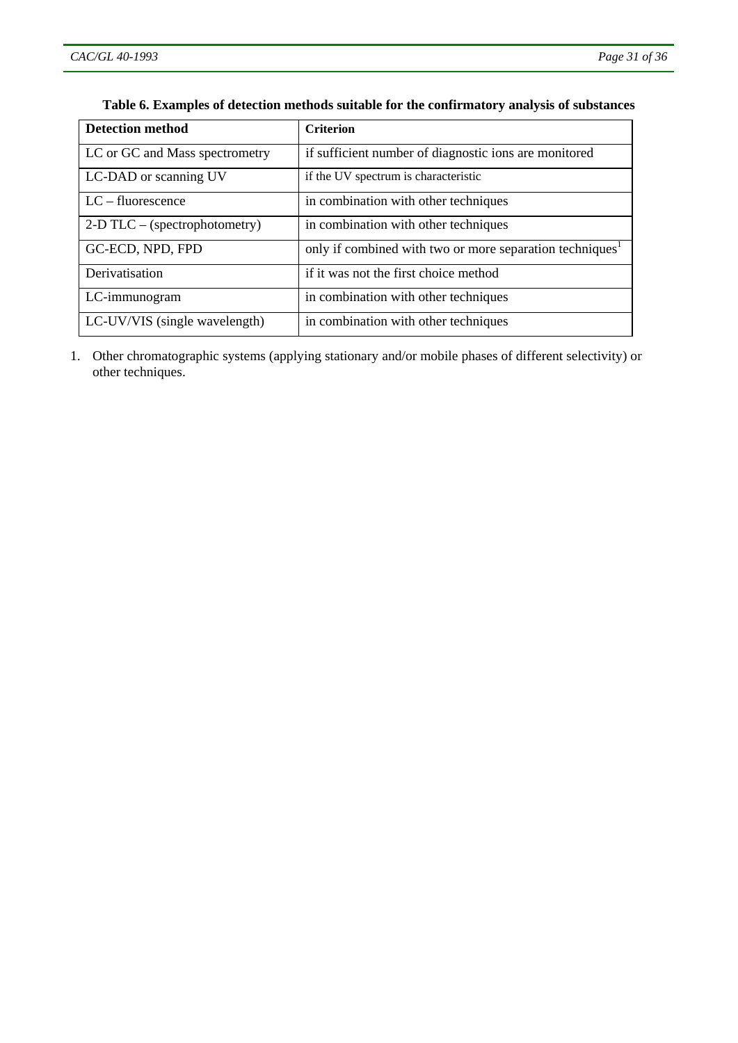**Table 6. Examples of detection methods suitable for the confirmatory analysis of substances**

| Detection method | Criterion |
|---|---|
| LC or GC and Mass spectrometry | if sufficient number of diagnostic ions are monitored |
| LC-DAD or scanning UV | if the UV spectrum is characteristic |
| LC – fluorescence | in combination with other techniques |
| 2-D TLC – (spectrophotometry) | in combination with other techniques |
| GC-ECD, NPD, FPD | only if combined with two or more separation techniques[1] |
| Derivatisation | if it was not the first choice method |
| LC-immunogram | in combination with other techniques |
| LC-UV/VIS (single wavelength) | in combination with other techniques |

1. Other chromatographic systems (applying stationary and/or mobile phases of different selectivity) or other techniques.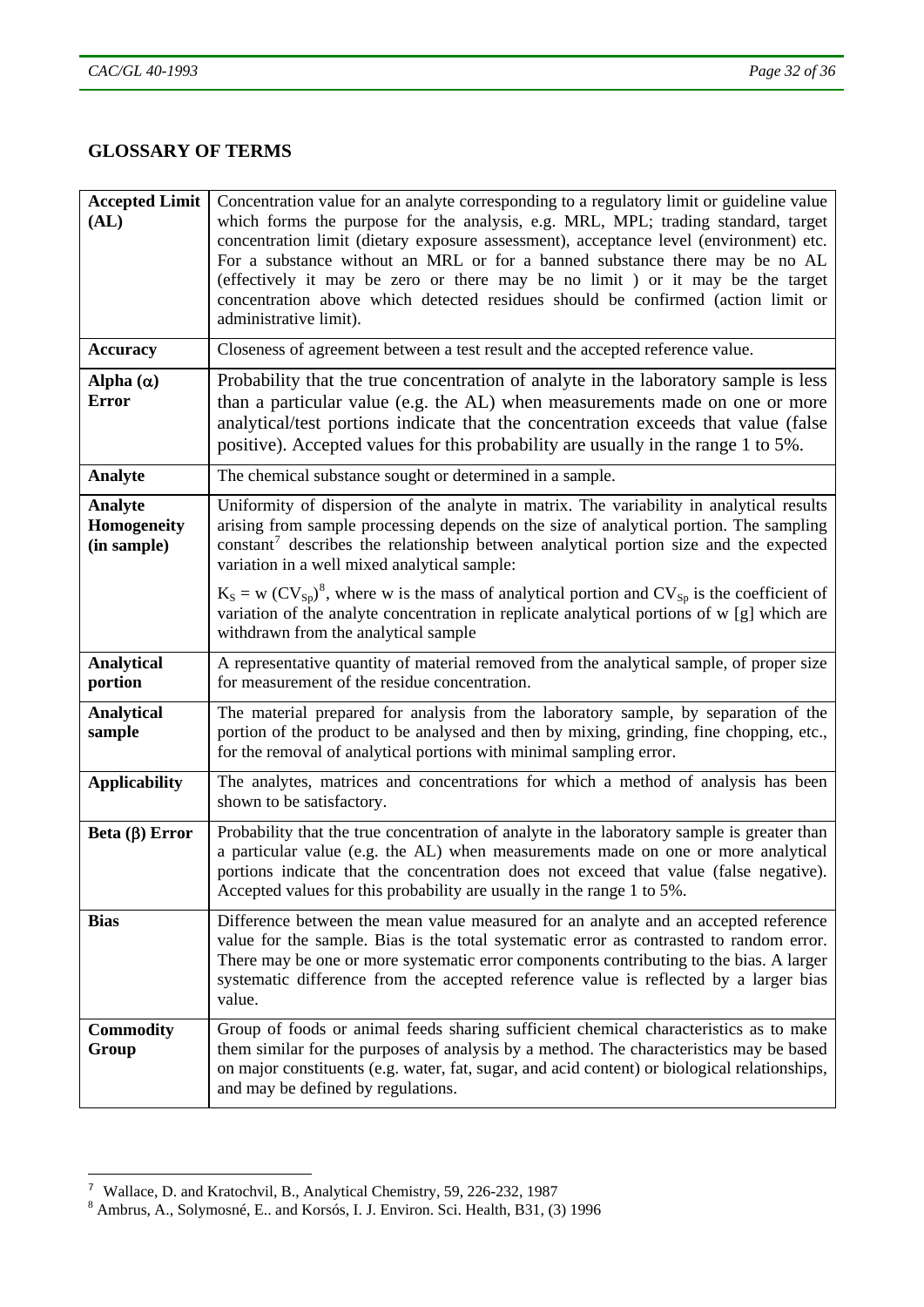## GLOSSARY OF TERMS

| | |
|---|---|
| **Accepted Limit (AL)** | Concentration value for an analyte corresponding to a regulatory limit or guideline value which forms the purpose for the analysis, e.g. MRL, MPL; trading standard, target concentration limit (dietary exposure assessment), acceptance level (environment) etc. For a substance without an MRL or for a banned substance there may be no AL (effectively it may be zero or there may be no limit ) or it may be the target concentration above which detected residues should be confirmed (action limit or administrative limit). |
| **Accuracy** | Closeness of agreement between a test result and the accepted reference value. |
| **Alpha (α) Error** | Probability that the true concentration of analyte in the laboratory sample is less than a particular value (e.g. the AL) when measurements made on one or more analytical/test portions indicate that the concentration exceeds that value (false positive). Accepted values for this probability are usually in the range 1 to 5%. |
| **Analyte** | The chemical substance sought or determined in a sample. |
| **Analyte Homogeneity (in sample)** | Uniformity of dispersion of the analyte in matrix. The variability in analytical results arising from sample processing depends on the size of analytical portion. The sampling constant[7] describes the relationship between analytical portion size and the expected variation in a well mixed analytical sample: $K_S = w\,(CV_{Sp})^2$[8], where w is the mass of analytical portion and $CV_{Sp}$ is the coefficient of variation of the analyte concentration in replicate analytical portions of w [g] which are withdrawn from the analytical sample |
| **Analytical portion** | A representative quantity of material removed from the analytical sample, of proper size for measurement of the residue concentration. |
| **Analytical sample** | The material prepared for analysis from the laboratory sample, by separation of the portion of the product to be analysed and then by mixing, grinding, fine chopping, etc., for the removal of analytical portions with minimal sampling error. |
| **Applicability** | The analytes, matrices and concentrations for which a method of analysis has been shown to be satisfactory. |
| **Beta (β) Error** | Probability that the true concentration of analyte in the laboratory sample is greater than a particular value (e.g. the AL) when measurements made on one or more analytical portions indicate that the concentration does not exceed that value (false negative). Accepted values for this probability are usually in the range 1 to 5%. |
| **Bias** | Difference between the mean value measured for an analyte and an accepted reference value for the sample. Bias is the total systematic error as contrasted to random error. There may be one or more systematic error components contributing to the bias. A larger systematic difference from the accepted reference value is reflected by a larger bias value. |
| **Commodity Group** | Group of foods or animal feeds sharing sufficient chemical characteristics as to make them similar for the purposes of analysis by a method. The characteristics may be based on major constituents (e.g. water, fat, sugar, and acid content) or biological relationships, and may be defined by regulations. |

[7] Wallace, D. and Kratochvil, B., Analytical Chemistry, 59, 226-232, 1987

[8] Ambrus, A., Solymosné, E.. and Korsós, I. J. Environ. Sci. Health, B31, (3) 1996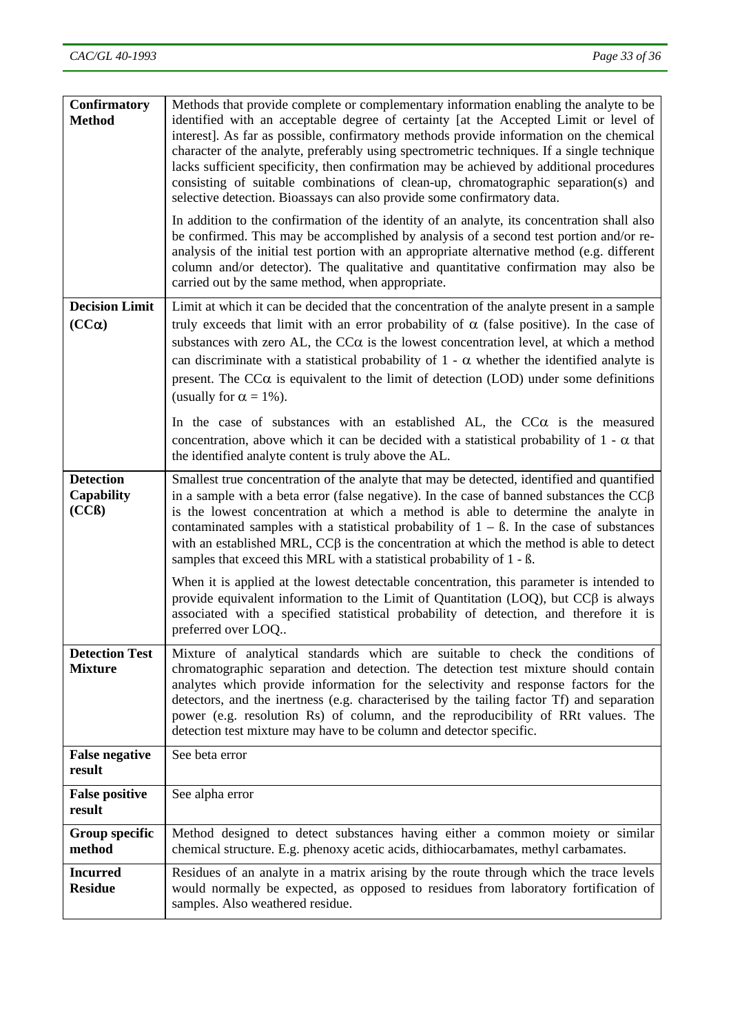| | |
|---|---|
| **Confirmatory Method** | Methods that provide complete or complementary information enabling the analyte to be identified with an acceptable degree of certainty [at the Accepted Limit or level of interest]. As far as possible, confirmatory methods provide information on the chemical character of the analyte, preferably using spectrometric techniques. If a single technique lacks sufficient specificity, then confirmation may be achieved by additional procedures consisting of suitable combinations of clean-up, chromatographic separation(s) and selective detection. Bioassays can also provide some confirmatory data.<br><br>In addition to the confirmation of the identity of an analyte, its concentration shall also be confirmed. This may be accomplished by analysis of a second test portion and/or re-analysis of the initial test portion with an appropriate alternative method (e.g. different column and/or detector). The qualitative and quantitative confirmation may also be carried out by the same method, when appropriate. |
| **Decision Limit ($CC\alpha$)** | Limit at which it can be decided that the concentration of the analyte present in a sample truly exceeds that limit with an error probability of $\alpha$ (false positive). In the case of substances with zero AL, the $CC\alpha$ is the lowest concentration level, at which a method can discriminate with a statistical probability of $1 - \alpha$ whether the identified analyte is present. The $CC\alpha$ is equivalent to the limit of detection (LOD) under some definitions (usually for $\alpha = 1\%$).<br><br>In the case of substances with an established AL, the $CC\alpha$ is the measured concentration, above which it can be decided with a statistical probability of $1 - \alpha$ that the identified analyte content is truly above the AL. |
| **Detection Capability ($CC\beta$)** | Smallest true concentration of the analyte that may be detected, identified and quantified in a sample with a beta error (false negative). In the case of banned substances the $CC\beta$ is the lowest concentration at which a method is able to determine the analyte in contaminated samples with a statistical probability of $1 - \beta$. In the case of substances with an established MRL, $CC\beta$ is the concentration at which the method is able to detect samples that exceed this MRL with a statistical probability of $1 - \beta$.<br><br>When it is applied at the lowest detectable concentration, this parameter is intended to provide equivalent information to the Limit of Quantitation (LOQ), but $CC\beta$ is always associated with a specified statistical probability of detection, and therefore it is preferred over LOQ.. |
| **Detection Test Mixture** | Mixture of analytical standards which are suitable to check the conditions of chromatographic separation and detection. The detection test mixture should contain analytes which provide information for the selectivity and response factors for the detectors, and the inertness (e.g. characterised by the tailing factor Tf) and separation power (e.g. resolution Rs) of column, and the reproducibility of RRt values. The detection test mixture may have to be column and detector specific. |
| **False negative result** | See beta error |
| **False positive result** | See alpha error |
| **Group specific method** | Method designed to detect substances having either a common moiety or similar chemical structure. E.g. phenoxy acetic acids, dithiocarbamates, methyl carbamates. |
| **Incurred Residue** | Residues of an analyte in a matrix arising by the route through which the trace levels would normally be expected, as opposed to residues from laboratory fortification of samples. Also weathered residue. |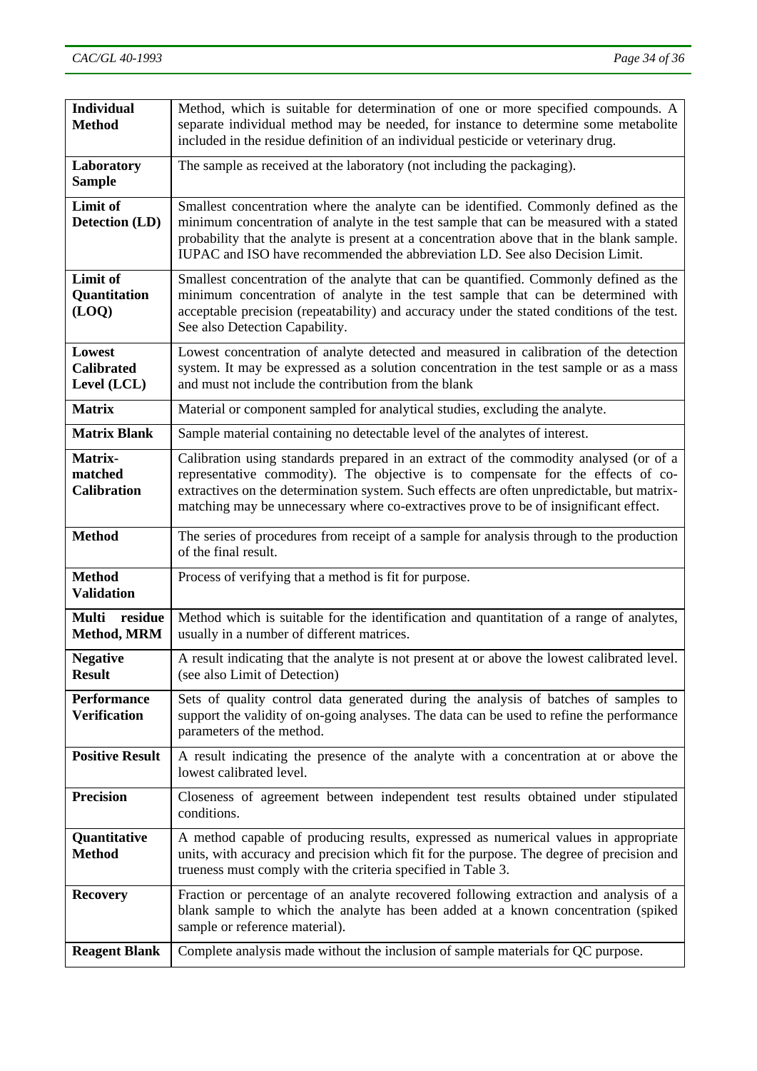| | |
|---|---|
| **Individual Method** | Method, which is suitable for determination of one or more specified compounds. A separate individual method may be needed, for instance to determine some metabolite included in the residue definition of an individual pesticide or veterinary drug. |
| **Laboratory Sample** | The sample as received at the laboratory (not including the packaging). |
| **Limit of Detection (LD)** | Smallest concentration where the analyte can be identified. Commonly defined as the minimum concentration of analyte in the test sample that can be measured with a stated probability that the analyte is present at a concentration above that in the blank sample. IUPAC and ISO have recommended the abbreviation LD. See also Decision Limit. |
| **Limit of Quantitation (LOQ)** | Smallest concentration of the analyte that can be quantified. Commonly defined as the minimum concentration of analyte in the test sample that can be determined with acceptable precision (repeatability) and accuracy under the stated conditions of the test. See also Detection Capability. |
| **Lowest Calibrated Level (LCL)** | Lowest concentration of analyte detected and measured in calibration of the detection system. It may be expressed as a solution concentration in the test sample or as a mass and must not include the contribution from the blank |
| **Matrix** | Material or component sampled for analytical studies, excluding the analyte. |
| **Matrix Blank** | Sample material containing no detectable level of the analytes of interest. |
| **Matrix-matched Calibration** | Calibration using standards prepared in an extract of the commodity analysed (or of a representative commodity). The objective is to compensate for the effects of co-extractives on the determination system. Such effects are often unpredictable, but matrix-matching may be unnecessary where co-extractives prove to be of insignificant effect. |
| **Method** | The series of procedures from receipt of a sample for analysis through to the production of the final result. |
| **Method Validation** | Process of verifying that a method is fit for purpose. |
| **Multi residue Method, MRM** | Method which is suitable for the identification and quantitation of a range of analytes, usually in a number of different matrices. |
| **Negative Result** | A result indicating that the analyte is not present at or above the lowest calibrated level. (see also Limit of Detection) |
| **Performance Verification** | Sets of quality control data generated during the analysis of batches of samples to support the validity of on-going analyses. The data can be used to refine the performance parameters of the method. |
| **Positive Result** | A result indicating the presence of the analyte with a concentration at or above the lowest calibrated level. |
| **Precision** | Closeness of agreement between independent test results obtained under stipulated conditions. |
| **Quantitative Method** | A method capable of producing results, expressed as numerical values in appropriate units, with accuracy and precision which fit for the purpose. The degree of precision and trueness must comply with the criteria specified in Table 3. |
| **Recovery** | Fraction or percentage of an analyte recovered following extraction and analysis of a blank sample to which the analyte has been added at a known concentration (spiked sample or reference material). |
| **Reagent Blank** | Complete analysis made without the inclusion of sample materials for QC purpose. |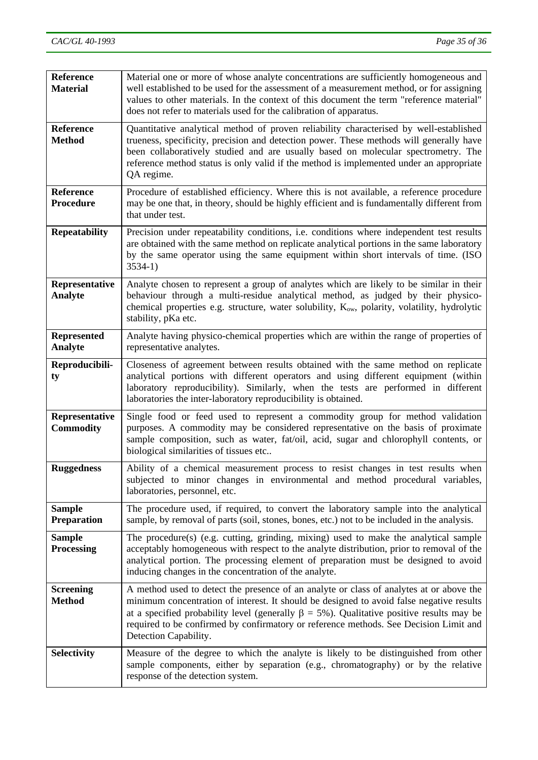| | |
|---|---|
| **Reference Material** | Material one or more of whose analyte concentrations are sufficiently homogeneous and well established to be used for the assessment of a measurement method, or for assigning values to other materials. In the context of this document the term "reference material" does not refer to materials used for the calibration of apparatus. |
| **Reference Method** | Quantitative analytical method of proven reliability characterised by well-established trueness, specificity, precision and detection power. These methods will generally have been collaboratively studied and are usually based on molecular spectrometry. The reference method status is only valid if the method is implemented under an appropriate QA regime. |
| **Reference Procedure** | Procedure of established efficiency. Where this is not available, a reference procedure may be one that, in theory, should be highly efficient and is fundamentally different from that under test. |
| **Repeatability** | Precision under repeatability conditions, i.e. conditions where independent test results are obtained with the same method on replicate analytical portions in the same laboratory by the same operator using the same equipment within short intervals of time. (ISO 3534-1) |
| **Representative Analyte** | Analyte chosen to represent a group of analytes which are likely to be similar in their behaviour through a multi-residue analytical method, as judged by their physico-chemical properties e.g. structure, water solubility, $K_{ow}$, polarity, volatility, hydrolytic stability, pKa etc. |
| **Represented Analyte** | Analyte having physico-chemical properties which are within the range of properties of representative analytes. |
| **Reproducibility** | Closeness of agreement between results obtained with the same method on replicate analytical portions with different operators and using different equipment (within laboratory reproducibility). Similarly, when the tests are performed in different laboratories the inter-laboratory reproducibility is obtained. |
| **Representative Commodity** | Single food or feed used to represent a commodity group for method validation purposes. A commodity may be considered representative on the basis of proximate sample composition, such as water, fat/oil, acid, sugar and chlorophyll contents, or biological similarities of tissues etc.. |
| **Ruggedness** | Ability of a chemical measurement process to resist changes in test results when subjected to minor changes in environmental and method procedural variables, laboratories, personnel, etc. |
| **Sample Preparation** | The procedure used, if required, to convert the laboratory sample into the analytical sample, by removal of parts (soil, stones, bones, etc.) not to be included in the analysis. |
| **Sample Processing** | The procedure(s) (e.g. cutting, grinding, mixing) used to make the analytical sample acceptably homogeneous with respect to the analyte distribution, prior to removal of the analytical portion. The processing element of preparation must be designed to avoid inducing changes in the concentration of the analyte. |
| **Screening Method** | A method used to detect the presence of an analyte or class of analytes at or above the minimum concentration of interest. It should be designed to avoid false negative results at a specified probability level (generally $\beta = 5\%$). Qualitative positive results may be required to be confirmed by confirmatory or reference methods. See Decision Limit and Detection Capability. |
| **Selectivity** | Measure of the degree to which the analyte is likely to be distinguished from other sample components, either by separation (e.g., chromatography) or by the relative response of the detection system. |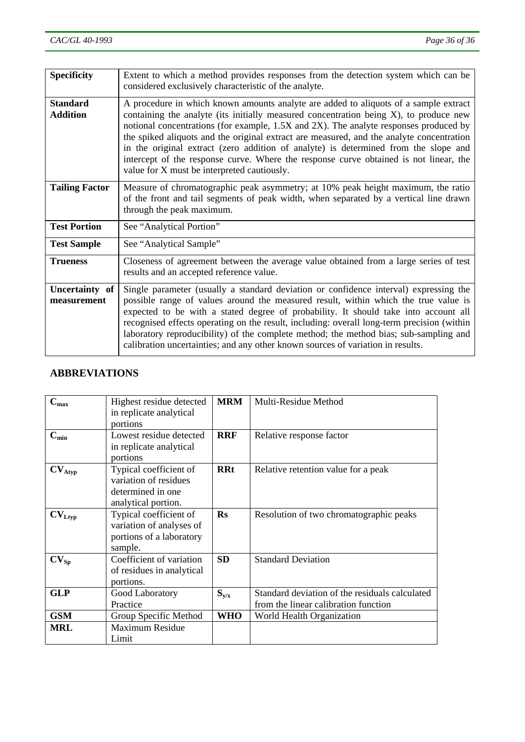| | |
|---|---|
| **Specificity** | Extent to which a method provides responses from the detection system which can be considered exclusively characteristic of the analyte. |
| **Standard Addition** | A procedure in which known amounts analyte are added to aliquots of a sample extract containing the analyte (its initially measured concentration being X), to produce new notional concentrations (for example, 1.5X and 2X). The analyte responses produced by the spiked aliquots and the original extract are measured, and the analyte concentration in the original extract (zero addition of analyte) is determined from the slope and intercept of the response curve. Where the response curve obtained is not linear, the value for X must be interpreted cautiously. |
| **Tailing Factor** | Measure of chromatographic peak asymmetry; at 10% peak height maximum, the ratio of the front and tail segments of peak width, when separated by a vertical line drawn through the peak maximum. |
| **Test Portion** | See "Analytical Portion" |
| **Test Sample** | See "Analytical Sample" |
| **Trueness** | Closeness of agreement between the average value obtained from a large series of test results and an accepted reference value. |
| **Uncertainty of measurement** | Single parameter (usually a standard deviation or confidence interval) expressing the possible range of values around the measured result, within which the true value is expected to be with a stated degree of probability. It should take into account all recognised effects operating on the result, including: overall long-term precision (within laboratory reproducibility) of the complete method; the method bias; sub-sampling and calibration uncertainties; and any other known sources of variation in results. |

## ABBREVIATIONS

| | | | |
|---|---|---|---|
| **$C_{max}$** | Highest residue detected in replicate analytical portions | **MRM** | Multi-Residue Method |
| **$C_{min}$** | Lowest residue detected in replicate analytical portions | **RRF** | Relative response factor |
| **$CV_{Atyp}$** | Typical coefficient of variation of residues determined in one analytical portion. | **RRt** | Relative retention value for a peak |
| **$CV_{Ltyp}$** | Typical coefficient of variation of analyses of portions of a laboratory sample. | **Rs** | Resolution of two chromatographic peaks |
| **$CV_{Sp}$** | Coefficient of variation of residues in analytical portions. | **SD** | Standard Deviation |
| **GLP** | Good Laboratory Practice | **$S_{y/x}$** | Standard deviation of the residuals calculated from the linear calibration function |
| **GSM** | Group Specific Method | **WHO** | World Health Organization |
| **MRL** | Maximum Residue Limit | | |